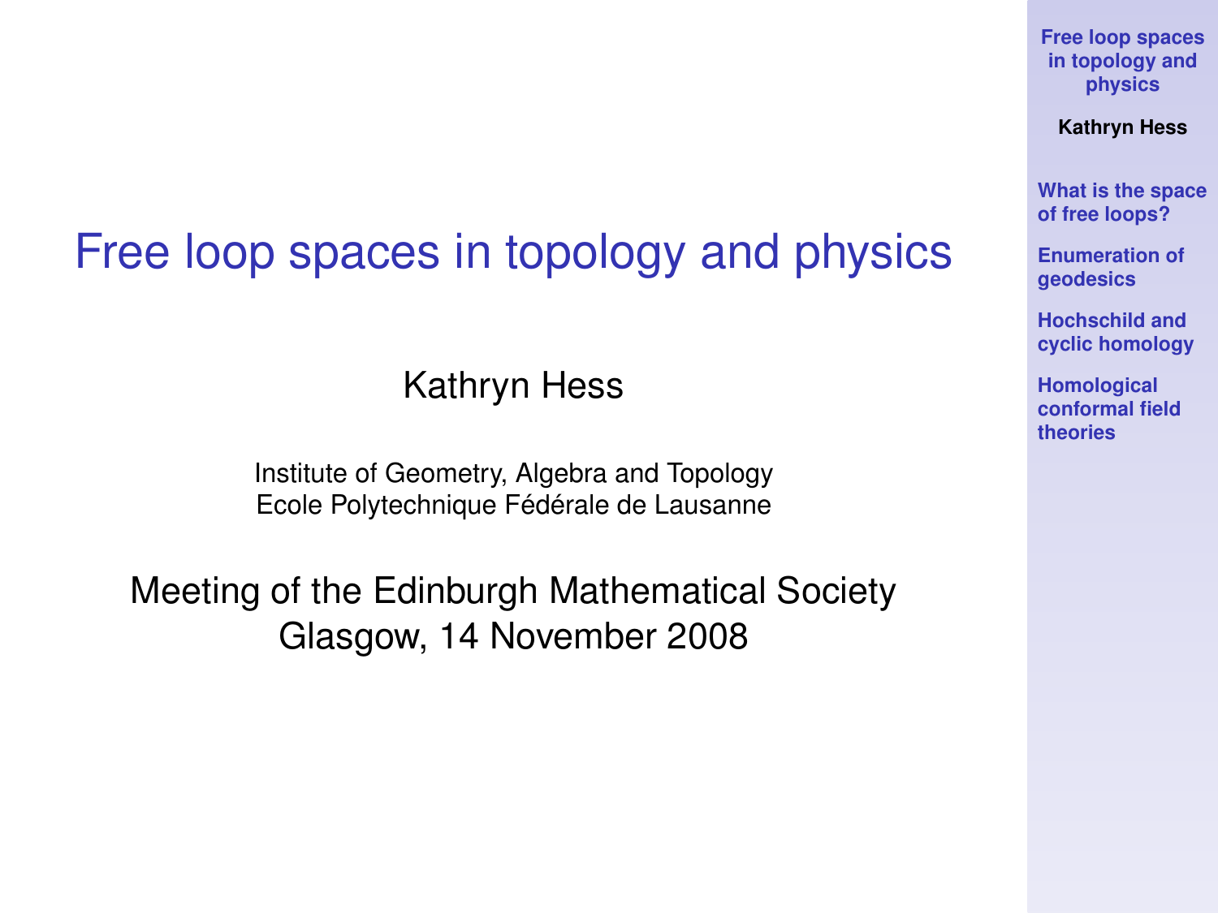# Free loop spaces in topology and physics

Kathryn Hess

Institute of Geometry, Algebra and Topology
Ecole Polytechnique Fédérale de Lausanne

Meeting of the Edinburgh Mathematical Society
Glasgow, 14 November 2008

- What is the space of free loops?
- Enumeration of geodesics
- Hochschild and cyclic homology
- Homological conformal field theories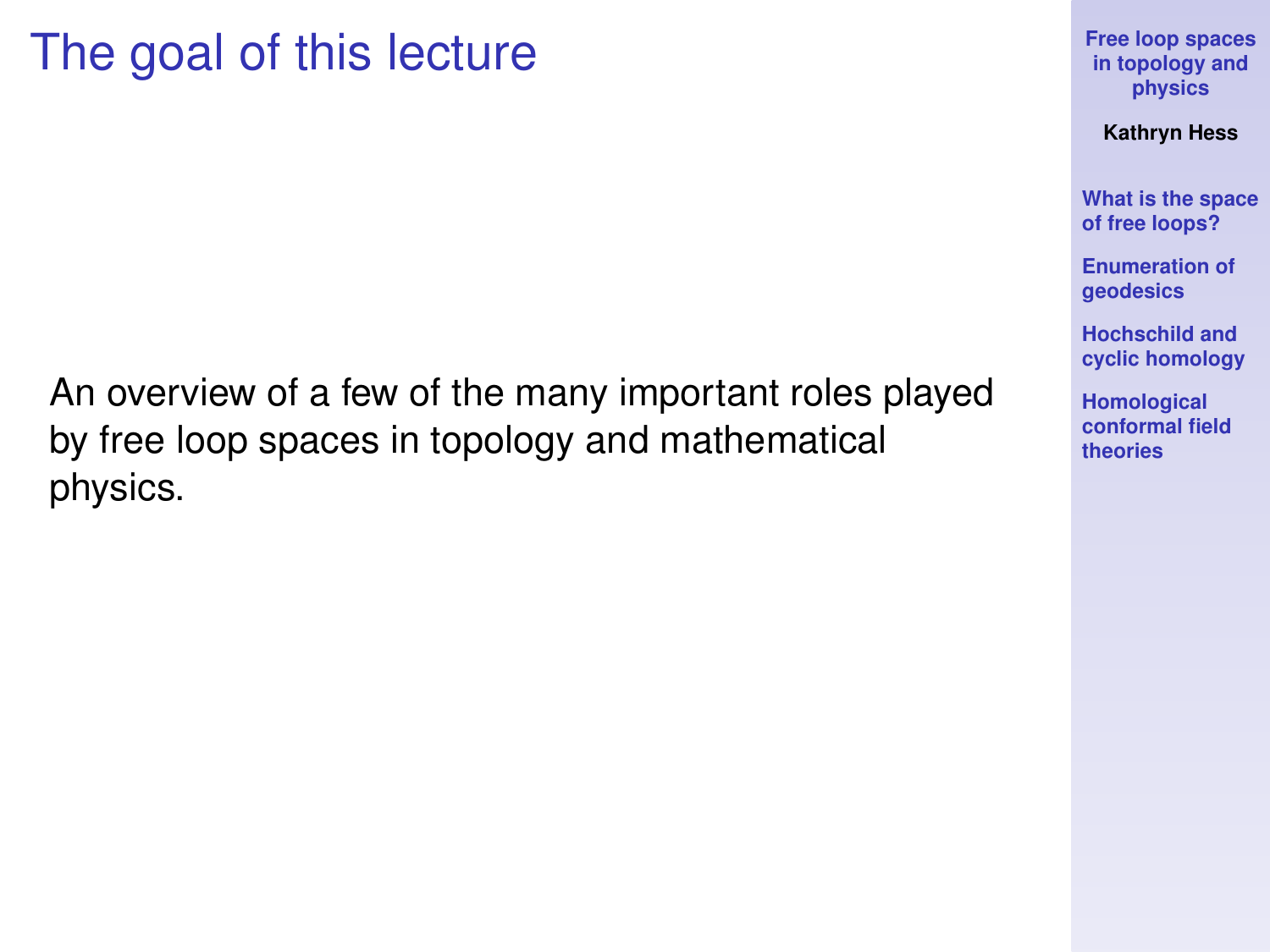# The goal of this lecture

An overview of a few of the many important roles played by free loop spaces in topology and mathematical physics.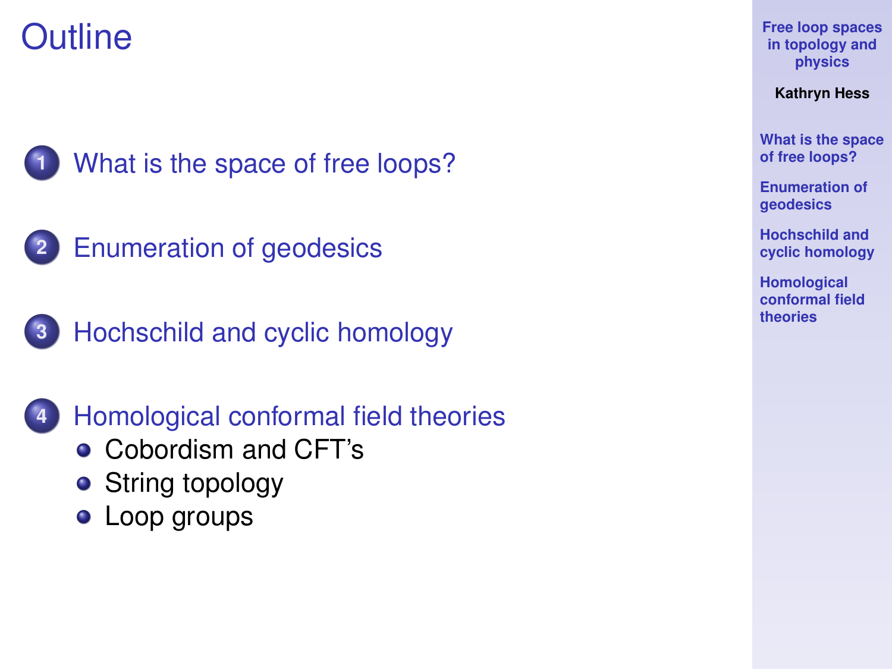# Outline

1. What is the space of free loops?
2. Enumeration of geodesics
3. Hochschild and cyclic homology
4. Homological conformal field theories
   - Cobordism and CFT's
   - String topology
   - Loop groups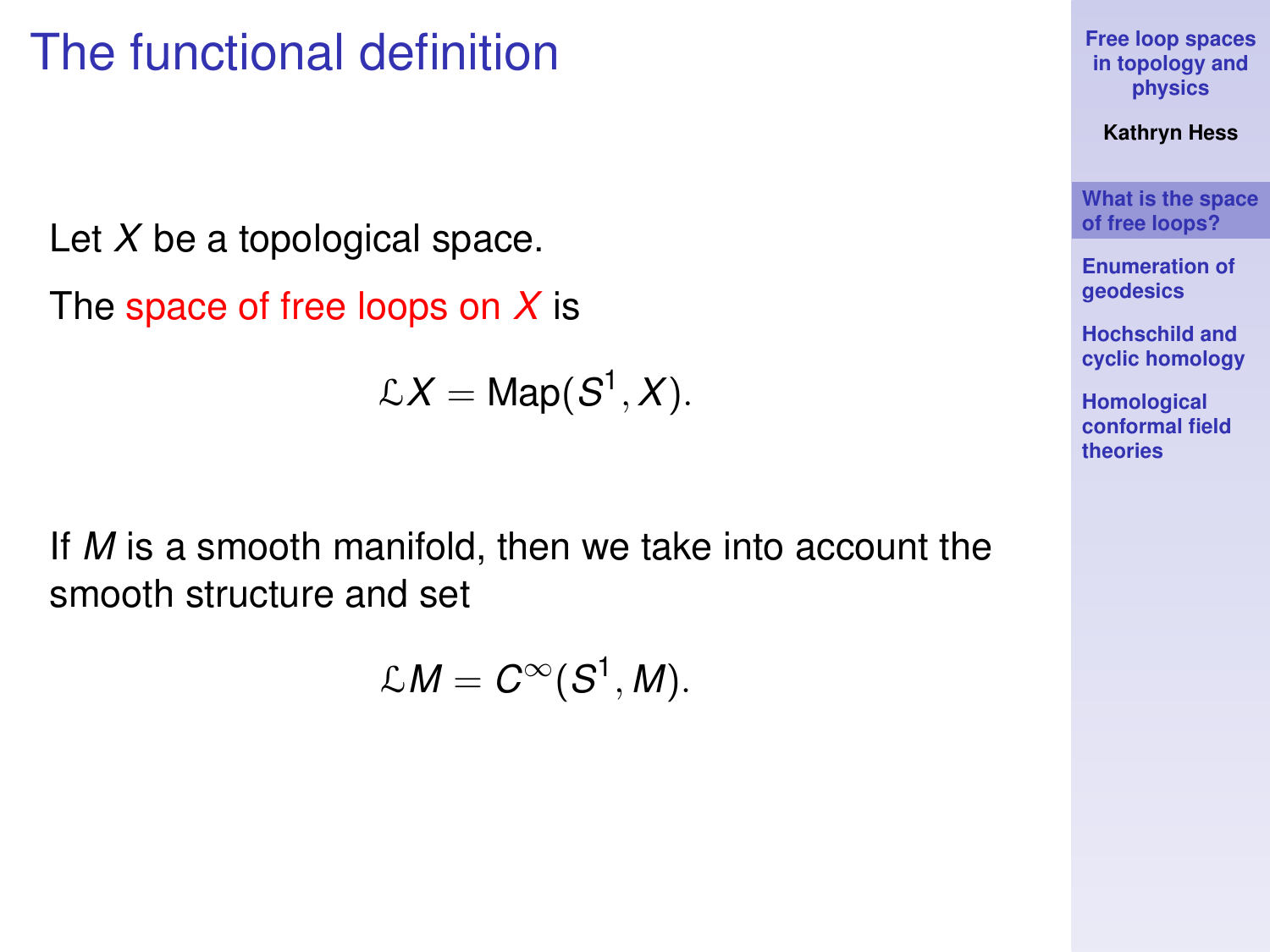# The functional definition

Let $X$ be a topological space.

The space of free loops on $X$ is

$$\mathcal{L}X = \mathrm{Map}(S^1, X).$$

If $M$ is a smooth manifold, then we take into account the smooth structure and set

$$\mathcal{L}M = C^\infty(S^1, M).$$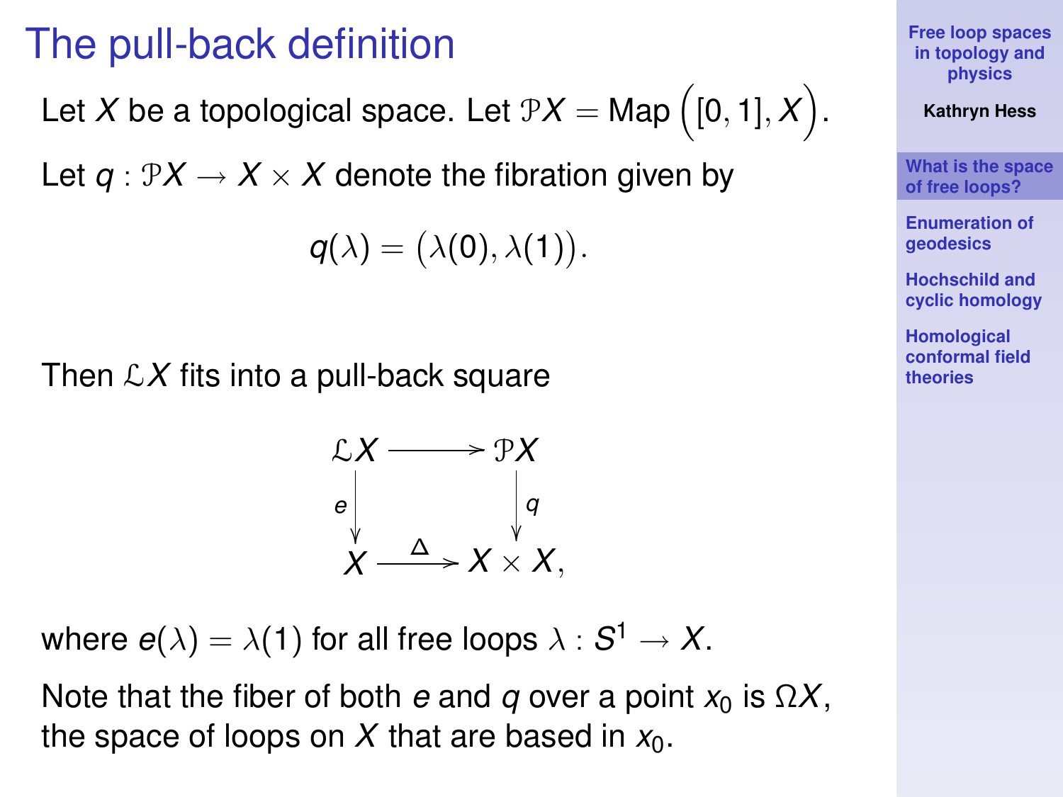# The pull-back definition

Let $X$ be a topological space. Let $\mathcal{P}X = \mathrm{Map}\Big([0,1], X\Big)$.

Let $q : \mathcal{P}X \to X \times X$ denote the fibration given by

$$q(\lambda) = \big(\lambda(0), \lambda(1)\big).$$

Then $\mathcal{L}X$ fits into a pull-back square

$$\begin{array}{ccc} \mathcal{L}X & \longrightarrow & \mathcal{P}X \\ \Big\downarrow e & & \Big\downarrow q \\ X & \xrightarrow{\Delta} & X \times X, \end{array}$$

where $e(\lambda) = \lambda(1)$ for all free loops $\lambda : S^1 \to X$.

Note that the fiber of both $e$ and $q$ over a point $x_0$ is $\Omega X$, the space of loops on $X$ that are based in $x_0$.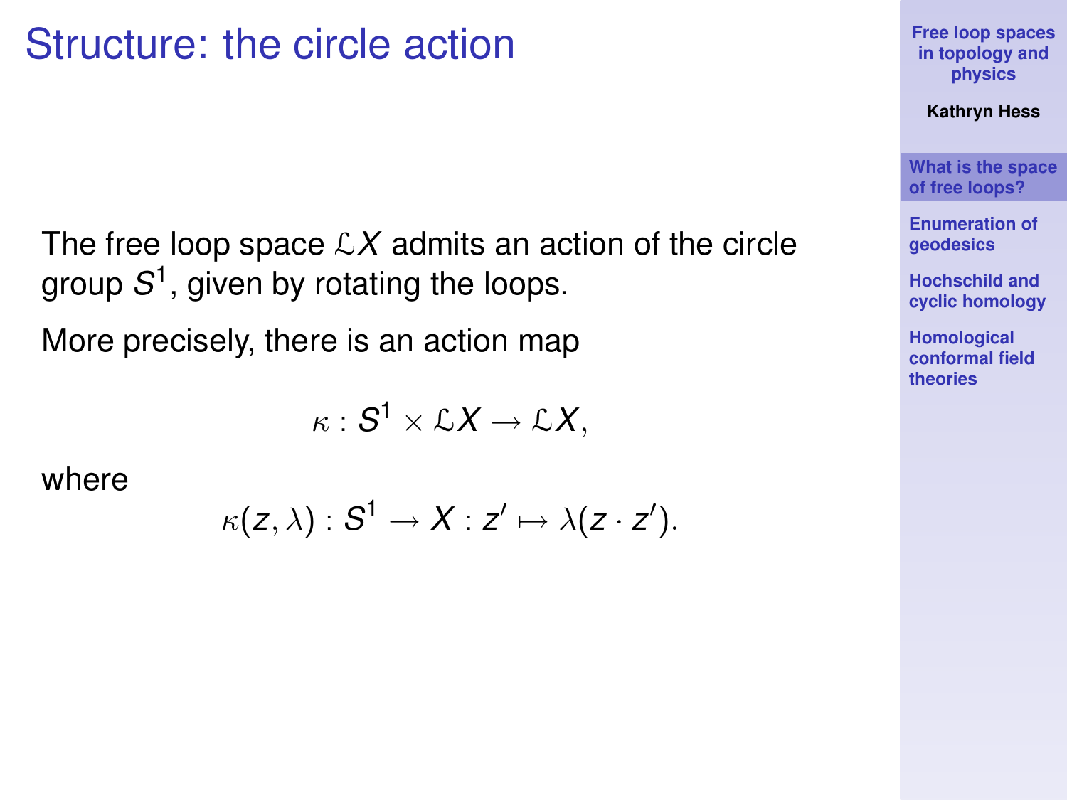# Structure: the circle action

The free loop space $\mathcal{L}X$ admits an action of the circle group $S^1$, given by rotating the loops.

More precisely, there is an action map

$$\kappa : S^1 \times \mathcal{L}X \to \mathcal{L}X,$$

where

$$\kappa(z, \lambda) : S^1 \to X : z' \mapsto \lambda(z \cdot z').$$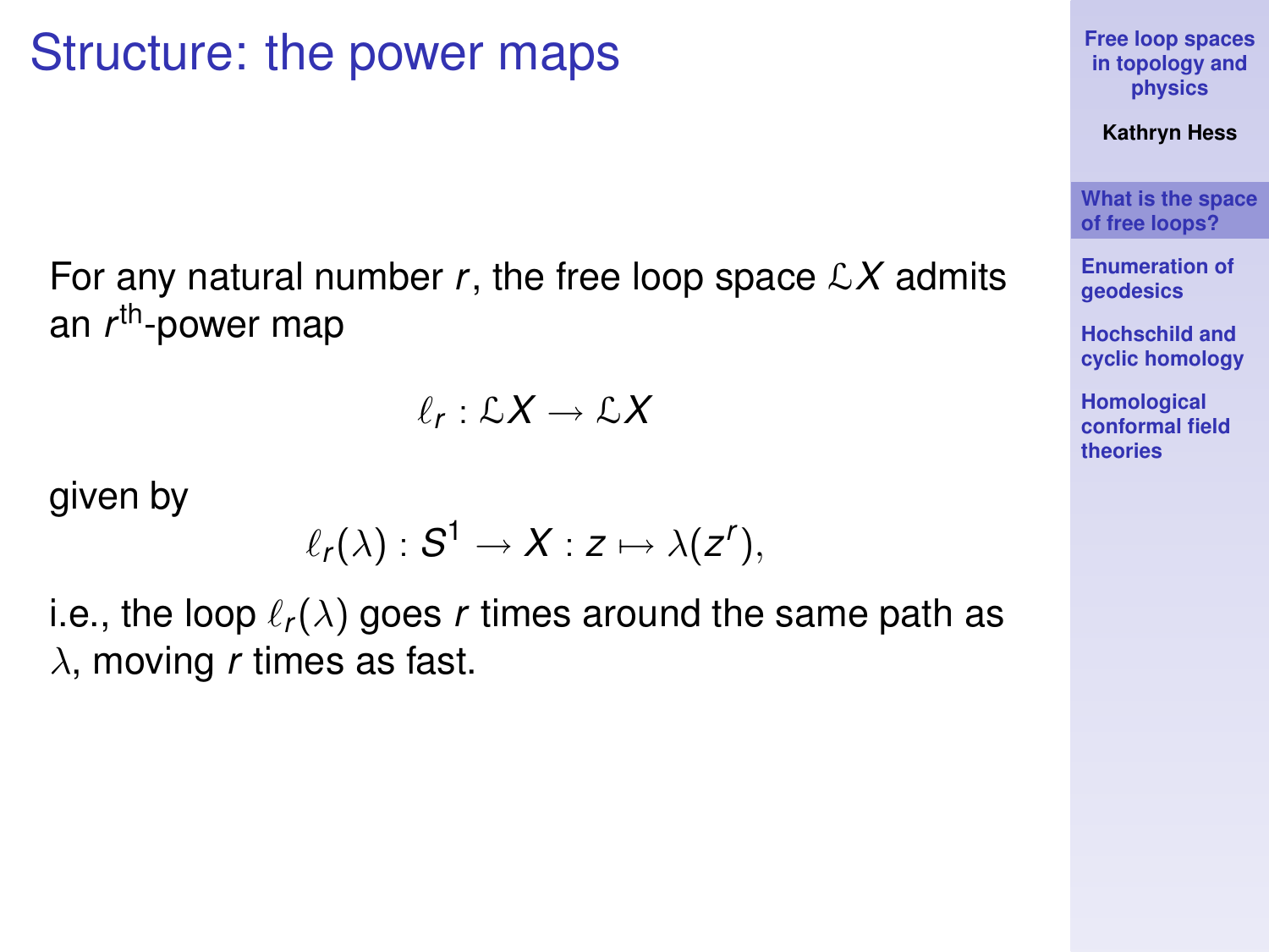# Structure: the power maps

For any natural number $r$, the free loop space $\mathcal{L}X$ admits an $r^{\text{th}}$-power map

$$\ell_r : \mathcal{L}X \to \mathcal{L}X$$

given by

$$\ell_r(\lambda) : S^1 \to X : z \mapsto \lambda(z^r),$$

i.e., the loop $\ell_r(\lambda)$ goes $r$ times around the same path as $\lambda$, moving $r$ times as fast.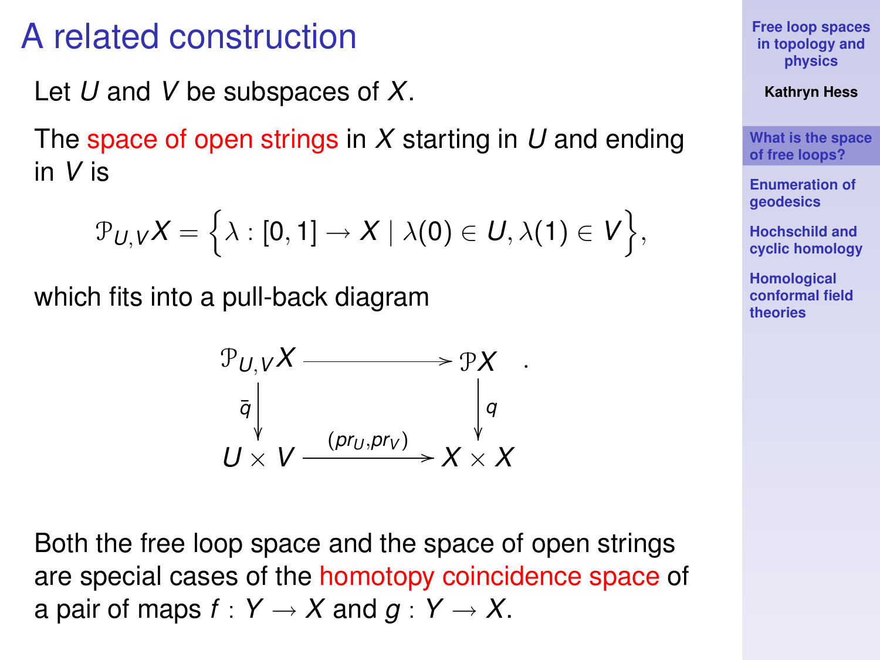# A related construction

Let $U$ and $V$ be subspaces of $X$.

The space of open strings in $X$ starting in $U$ and ending in $V$ is

$$\mathcal{P}_{U,V}X = \Big\{\lambda : [0,1] \to X \mid \lambda(0) \in U, \lambda(1) \in V\Big\},$$

which fits into a pull-back diagram

$$\begin{array}{ccc} \mathcal{P}_{U,V}X & \longrightarrow & \mathcal{P}X \\ \downarrow{\scriptstyle \bar{q}} & & \downarrow{\scriptstyle q} \\ U \times V & \xrightarrow{(pr_U, pr_V)} & X \times X \end{array} .$$

Both the free loop space and the space of open strings are special cases of the homotopy coincidence space of a pair of maps $f : Y \to X$ and $g : Y \to X$.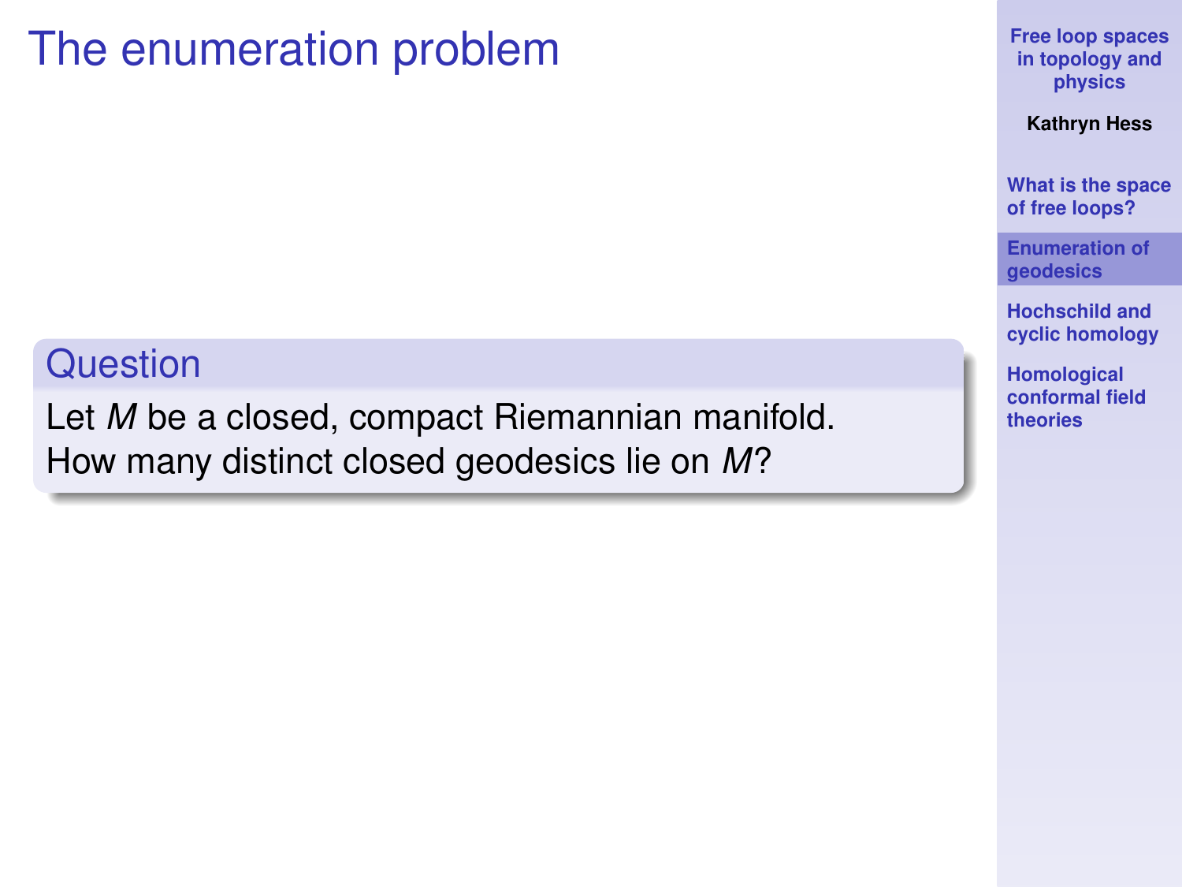# The enumeration problem

### Question

Let $M$ be a closed, compact Riemannian manifold. How many distinct closed geodesics lie on $M$?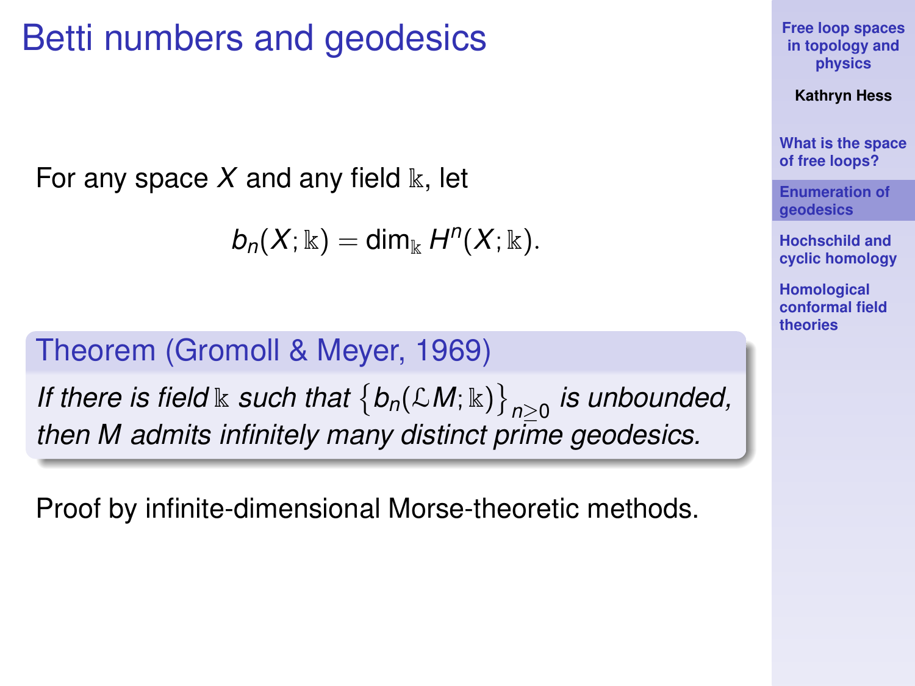# Betti numbers and geodesics

For any space $X$ and any field $\mathbb{k}$, let

$$b_n(X; \mathbb{k}) = \dim_{\mathbb{k}} H^n(X; \mathbb{k}).$$

**Theorem (Gromoll & Meyer, 1969)**

*If there is field $\mathbb{k}$ such that $\{b_n(\mathcal{L}M; \mathbb{k})\}_{n \geq 0}$ is unbounded, then $M$ admits infinitely many distinct prime geodesics.*

Proof by infinite-dimensional Morse-theoretic methods.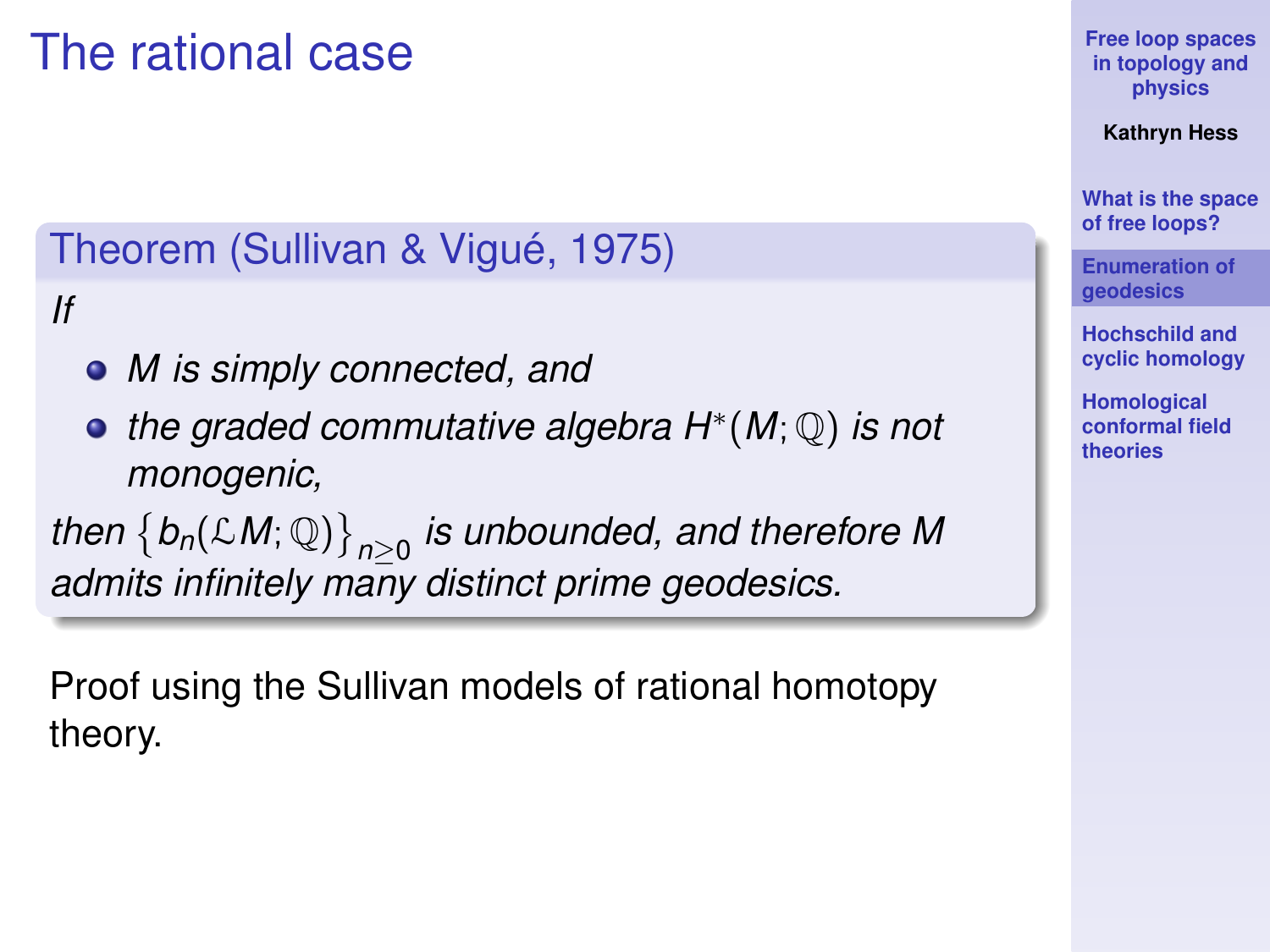# The rational case

**Theorem (Sullivan & Vigué, 1975)**

*If*

- *$M$ is simply connected, and*
- *the graded commutative algebra $H^*(M;\mathbb{Q})$ is not monogenic,*

*then $\{b_n(\mathcal{L}M;\mathbb{Q})\}_{n\geq 0}$ is unbounded, and therefore $M$ admits infinitely many distinct prime geodesics.*

Proof using the Sullivan models of rational homotopy theory.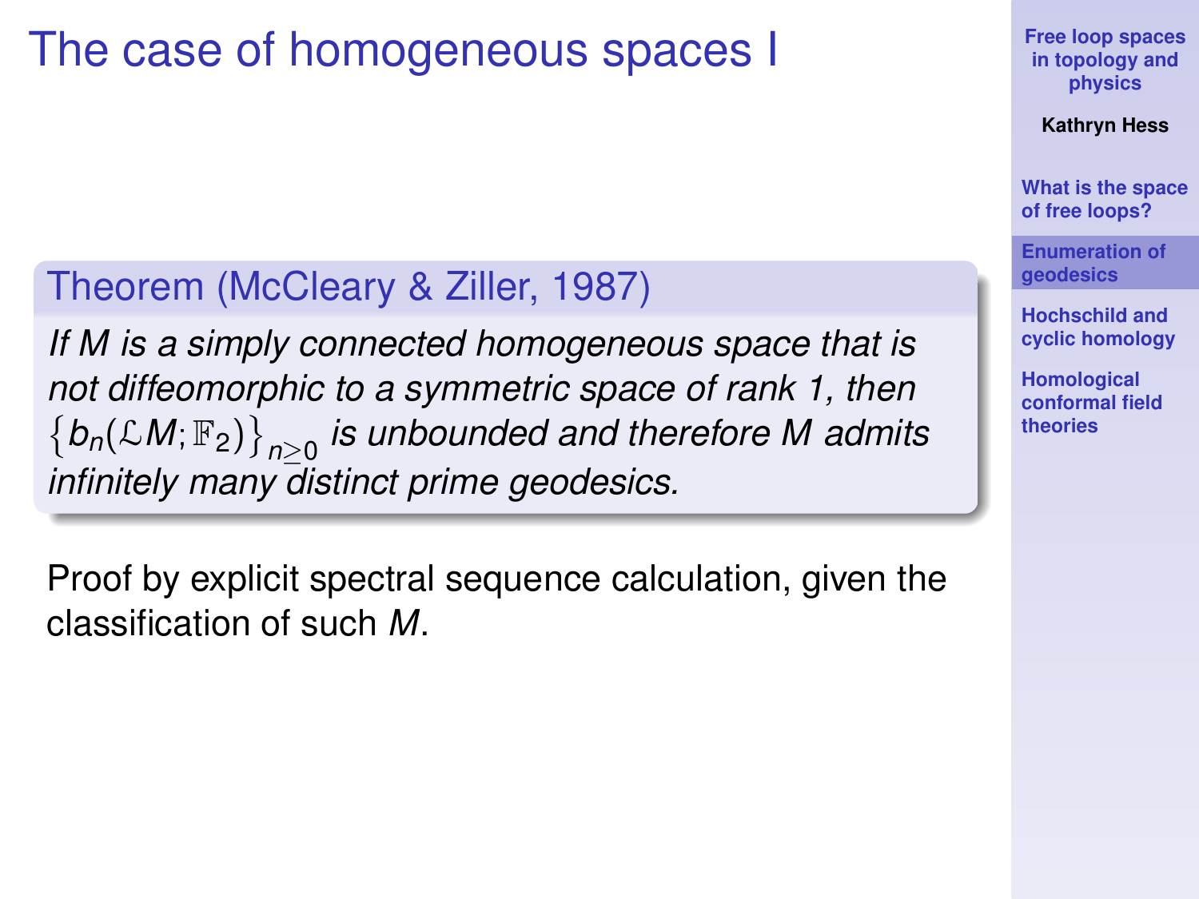# The case of homogeneous spaces I

**Theorem (McCleary & Ziller, 1987)**

*If $M$ is a simply connected homogeneous space that is not diffeomorphic to a symmetric space of rank 1, then $\{b_n(\mathcal{L}M; \mathbb{F}_2)\}_{n\geq 0}$ is unbounded and therefore $M$ admits infinitely many distinct prime geodesics.*

Proof by explicit spectral sequence calculation, given the classification of such $M$.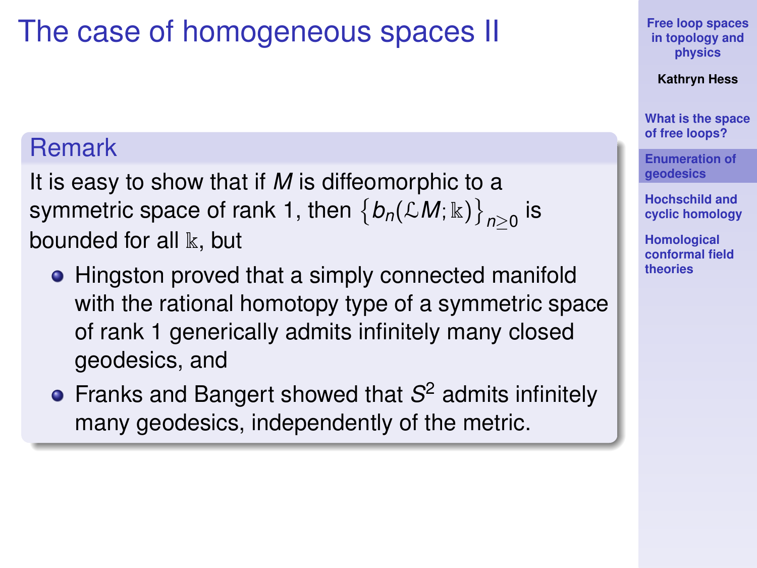# The case of homogeneous spaces II

## Remark

It is easy to show that if $M$ is diffeomorphic to a symmetric space of rank 1, then $\{b_n(\mathcal{L}M; \Bbbk)\}_{n \geq 0}$ is bounded for all $\Bbbk$, but

- Hingston proved that a simply connected manifold with the rational homotopy type of a symmetric space of rank 1 generically admits infinitely many closed geodesics, and
- Franks and Bangert showed that $S^2$ admits infinitely many geodesics, independently of the metric.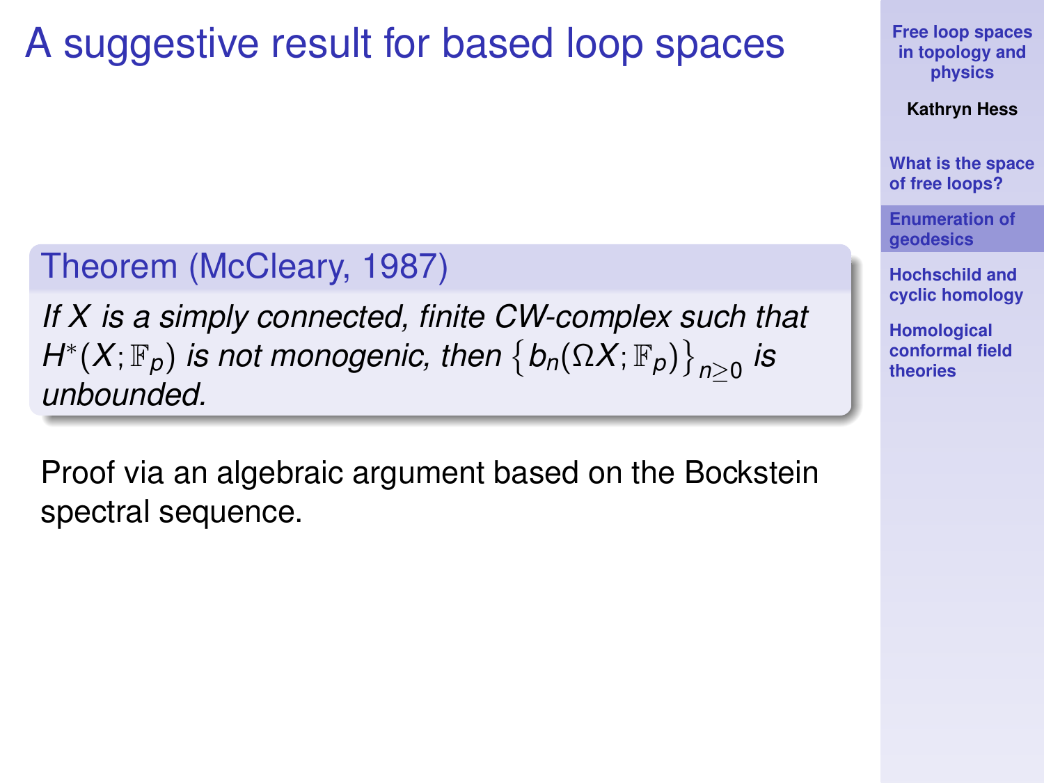# A suggestive result for based loop spaces

**Theorem (McCleary, 1987)**

*If $X$ is a simply connected, finite CW-complex such that $H^*(X;\mathbb{F}_p)$ is not monogenic, then $\left\{b_n(\Omega X;\mathbb{F}_p)\right\}_{n\geq 0}$ is unbounded.*

Proof via an algebraic argument based on the Bockstein spectral sequence.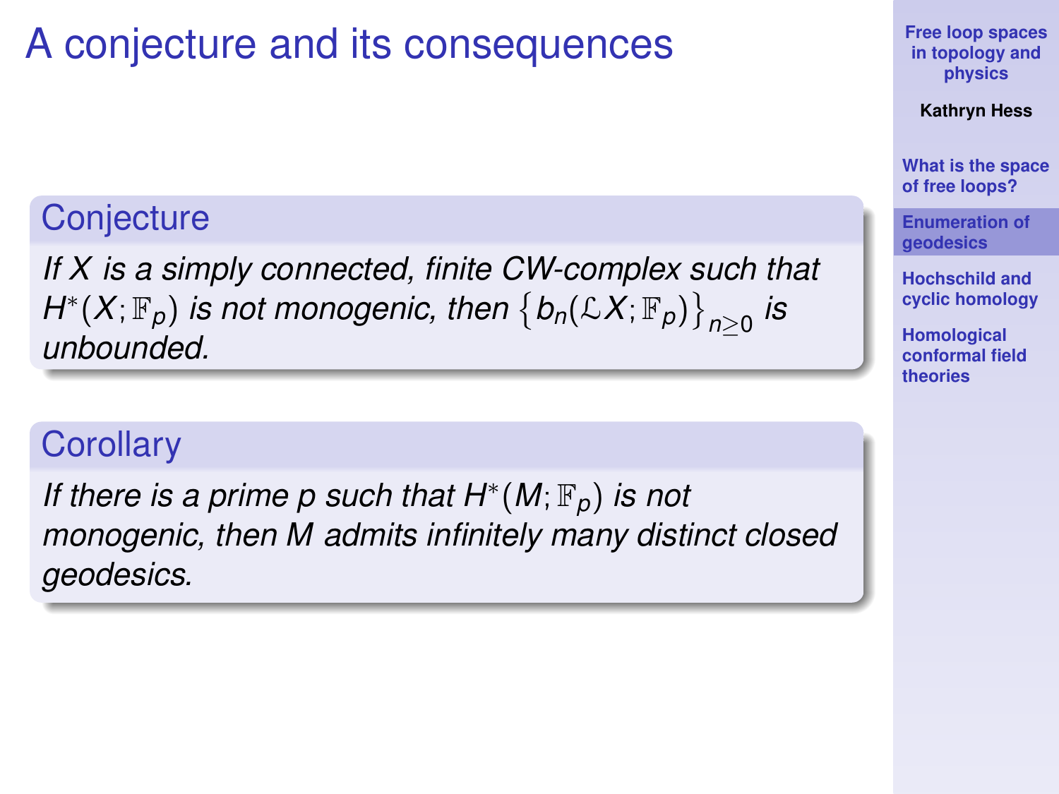# A conjecture and its consequences

**Conjecture**

*If $X$ is a simply connected, finite CW-complex such that $H^*(X;\mathbb{F}_p)$ is not monogenic, then $\left\{b_n(\mathcal{L}X;\mathbb{F}_p)\right\}_{n\geq 0}$ is unbounded.*

**Corollary**

*If there is a prime $p$ such that $H^*(M;\mathbb{F}_p)$ is not monogenic, then $M$ admits infinitely many distinct closed geodesics.*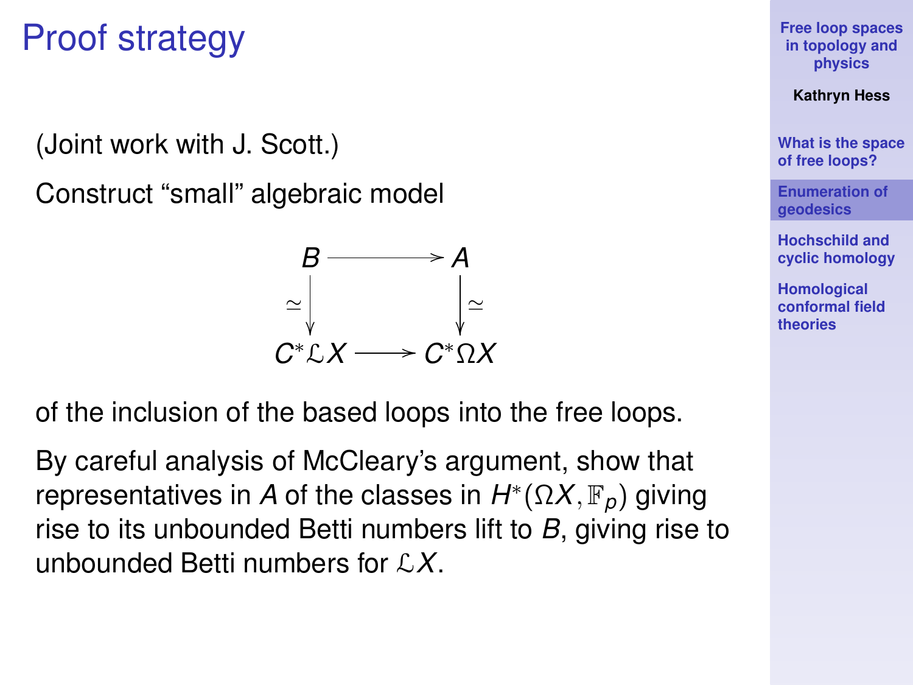# Proof strategy

(Joint work with J. Scott.)

Construct "small" algebraic model

$$
\begin{array}{ccc}
B & \longrightarrow & A \\
\simeq \big\downarrow & & \big\downarrow \simeq \\
C^*\mathcal{L}X & \longrightarrow & C^*\Omega X
\end{array}
$$

of the inclusion of the based loops into the free loops.

By careful analysis of McCleary's argument, show that representatives in $A$ of the classes in $H^*(\Omega X, \mathbb{F}_p)$ giving rise to its unbounded Betti numbers lift to $B$, giving rise to unbounded Betti numbers for $\mathcal{L}X$.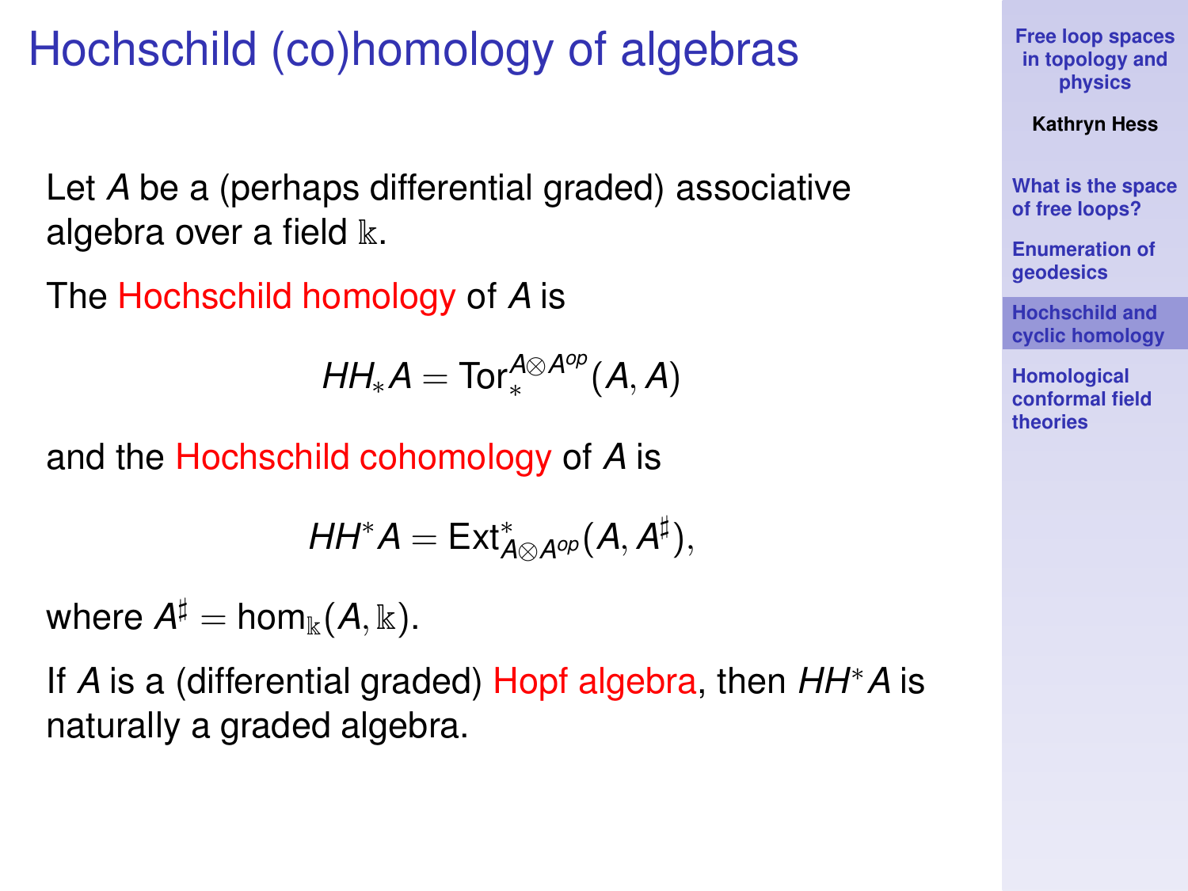# Hochschild (co)homology of algebras

Let $A$ be a (perhaps differential graded) associative algebra over a field $\mathbb{k}$.

The Hochschild homology of $A$ is

$$HH_*A = \mathrm{Tor}_*^{A\otimes A^{op}}(A, A)$$

and the Hochschild cohomology of $A$ is

$$HH^*A = \mathrm{Ext}^*_{A\otimes A^{op}}(A, A^\sharp),$$

where $A^\sharp = \hom_{\mathbb{k}}(A, \mathbb{k})$.

If $A$ is a (differential graded) Hopf algebra, then $HH^*A$ is naturally a graded algebra.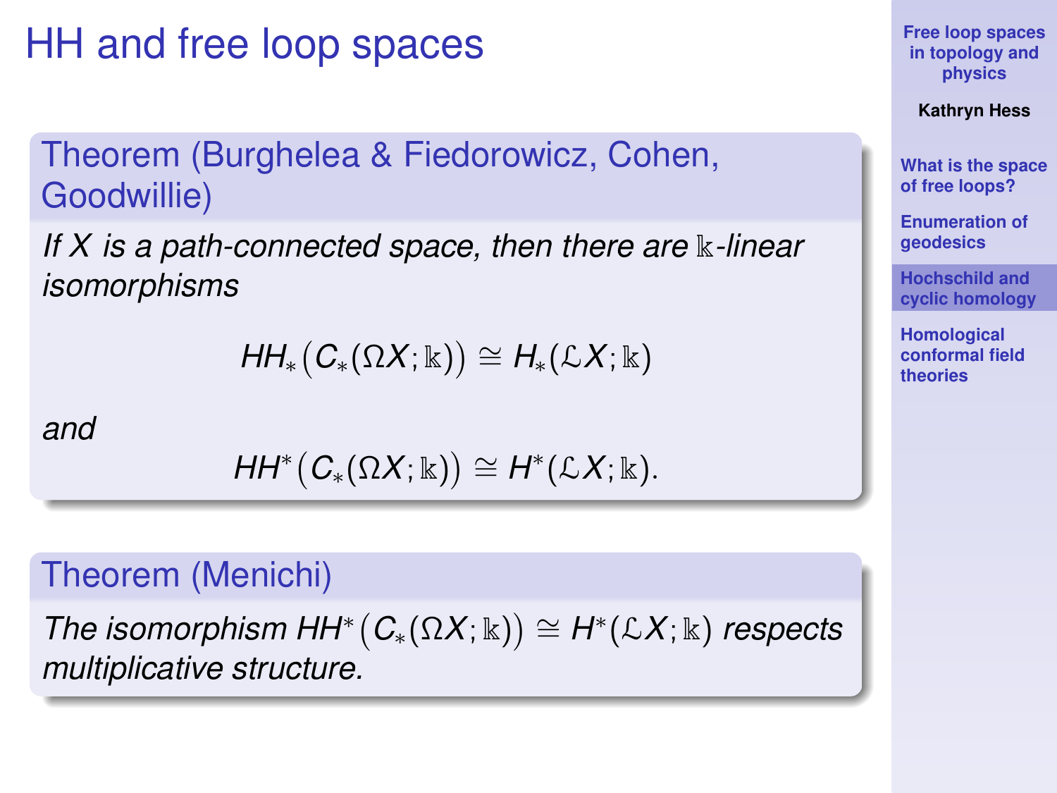# HH and free loop spaces

**Theorem (Burghelea & Fiedorowicz, Cohen, Goodwillie)**

*If $X$ is a path-connected space, then there are $\mathbb{k}$-linear isomorphisms*

$$HH_*\big(C_*(\Omega X;\mathbb{k})\big) \cong H_*(\mathfrak{L}X;\mathbb{k})$$

*and*

$$HH^*\big(C_*(\Omega X;\mathbb{k})\big) \cong H^*(\mathfrak{L}X;\mathbb{k}).$$

**Theorem (Menichi)**

*The isomorphism $HH^*\big(C_*(\Omega X;\mathbb{k})\big) \cong H^*(\mathfrak{L}X;\mathbb{k})$ respects multiplicative structure.*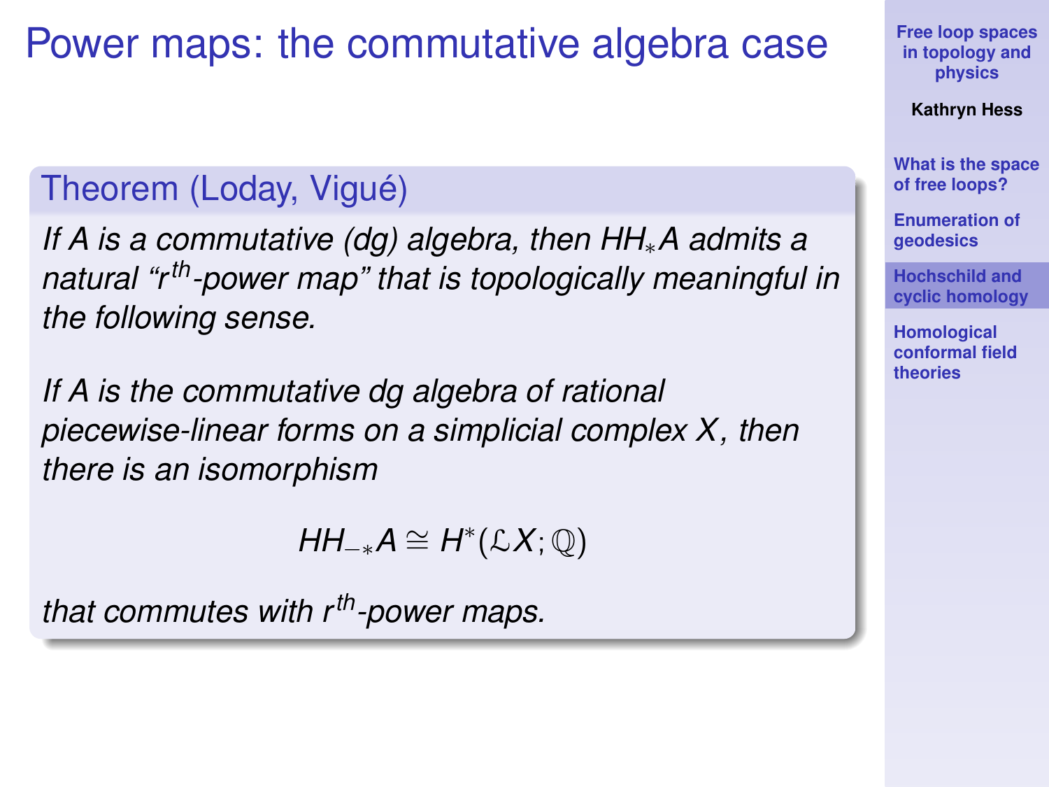# Power maps: the commutative algebra case

## Theorem (Loday, Vigué)

*If $A$ is a commutative (dg) algebra, then $HH_*A$ admits a natural "$r^{th}$-power map" that is topologically meaningful in the following sense.*

*If $A$ is the commutative dg algebra of rational piecewise-linear forms on a simplicial complex $X$, then there is an isomorphism*

$$HH_{-*}A \cong H^*(\mathcal{L}X; \mathbb{Q})$$

*that commutes with $r^{th}$-power maps.*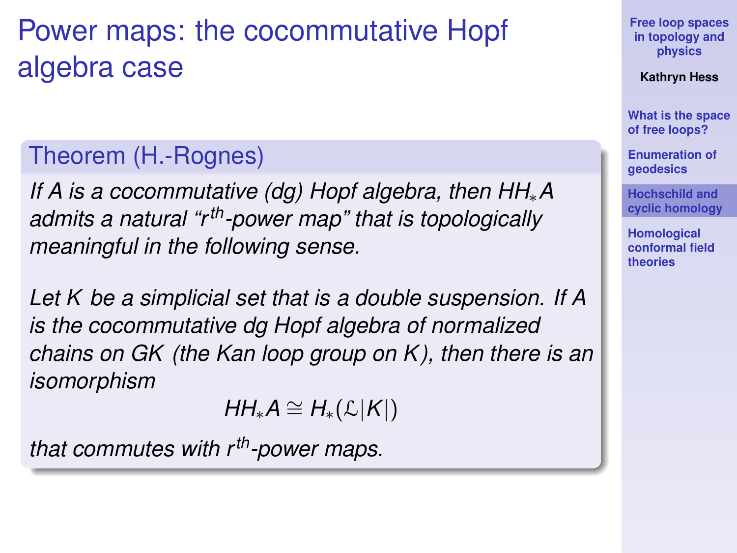# Power maps: the cocommutative Hopf algebra case

## Theorem (H.-Rognes)

*If $A$ is a cocommutative (dg) Hopf algebra, then $HH_*A$ admits a natural "$r^{th}$-power map" that is topologically meaningful in the following sense.*

*Let $K$ be a simplicial set that is a double suspension. If $A$ is the cocommutative dg Hopf algebra of normalized chains on $GK$ (the Kan loop group on $K$), then there is an isomorphism*

$$HH_*A \cong H_*(\mathcal{L}|K|)$$

*that commutes with $r^{th}$-power maps.*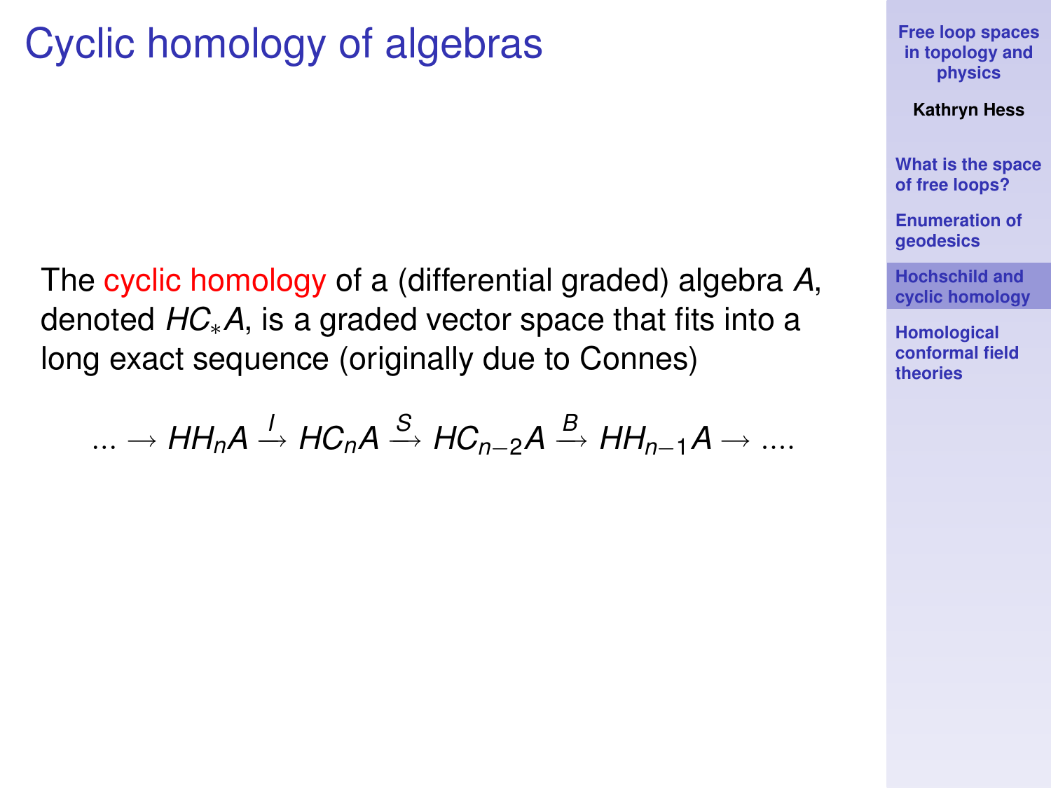# Cyclic homology of algebras

The cyclic homology of a (differential graded) algebra $A$, denoted $HC_*A$, is a graded vector space that fits into a long exact sequence (originally due to Connes)

$$\ldots \to HH_nA \xrightarrow{I} HC_nA \xrightarrow{S} HC_{n-2}A \xrightarrow{B} HH_{n-1}A \to \ldots.$$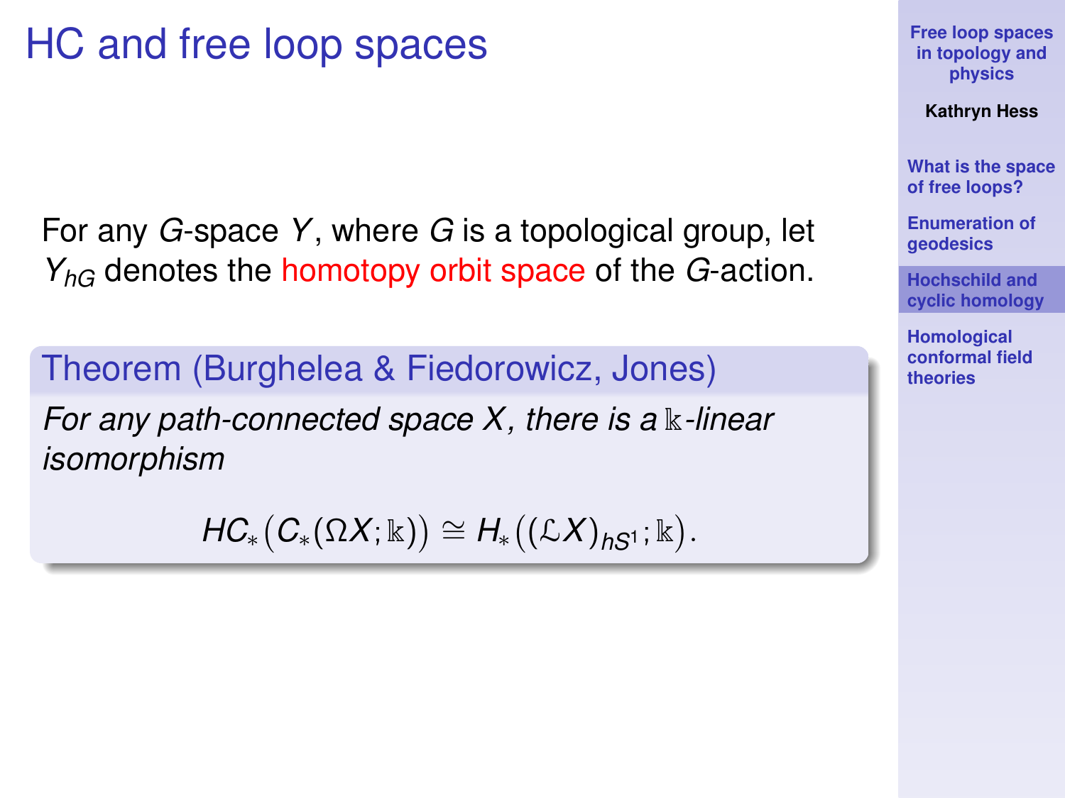# HC and free loop spaces

For any $G$-space $Y$, where $G$ is a topological group, let $Y_{hG}$ denotes the homotopy orbit space of the $G$-action.

**Theorem (Burghelea & Fiedorowicz, Jones)**

*For any path-connected space $X$, there is a $\Bbbk$-linear isomorphism*

$$HC_*\big(C_*(\Omega X;\Bbbk)\big) \cong H_*\big((\mathcal{L}X)_{hS^1};\Bbbk\big).$$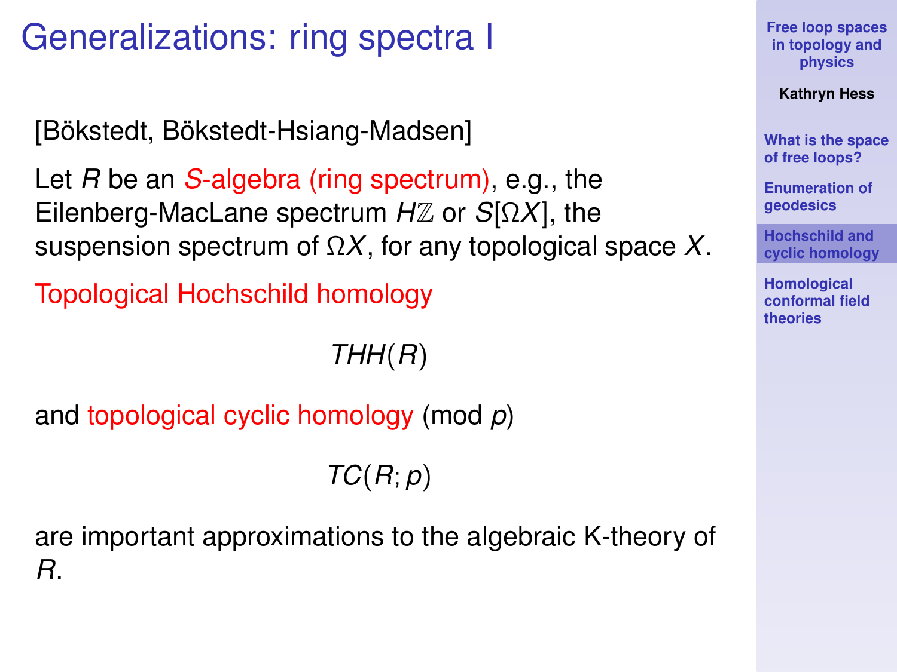# Generalizations: ring spectra I

[Bökstedt, Bökstedt-Hsiang-Madsen]

Let $R$ be an $S$-algebra (ring spectrum), e.g., the Eilenberg-MacLane spectrum $H\mathbb{Z}$ or $S[\Omega X]$, the suspension spectrum of $\Omega X$, for any topological space $X$.

Topological Hochschild homology

$$THH(R)$$

and topological cyclic homology (mod $p$)

$$TC(R; p)$$

are important approximations to the algebraic K-theory of $R$.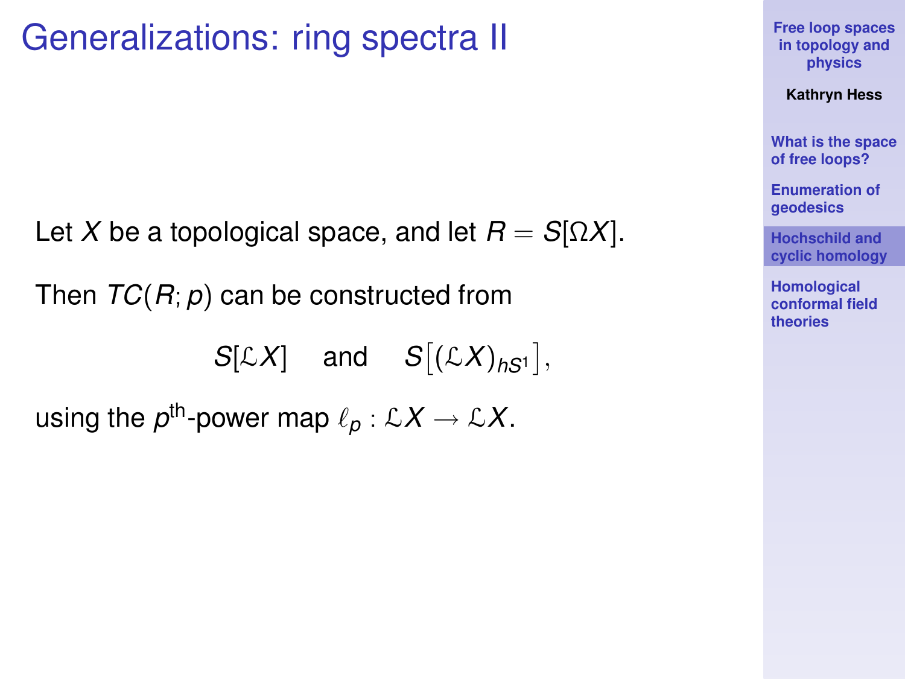# Generalizations: ring spectra II

Let $X$ be a topological space, and let $R = S[\Omega X]$.

Then $TC(R; p)$ can be constructed from

$$S[\mathcal{L}X] \quad \text{and} \quad S\big[(\mathcal{L}X)_{hS^1}\big],$$

using the $p^{\text{th}}$-power map $\ell_p : \mathcal{L}X \to \mathcal{L}X$.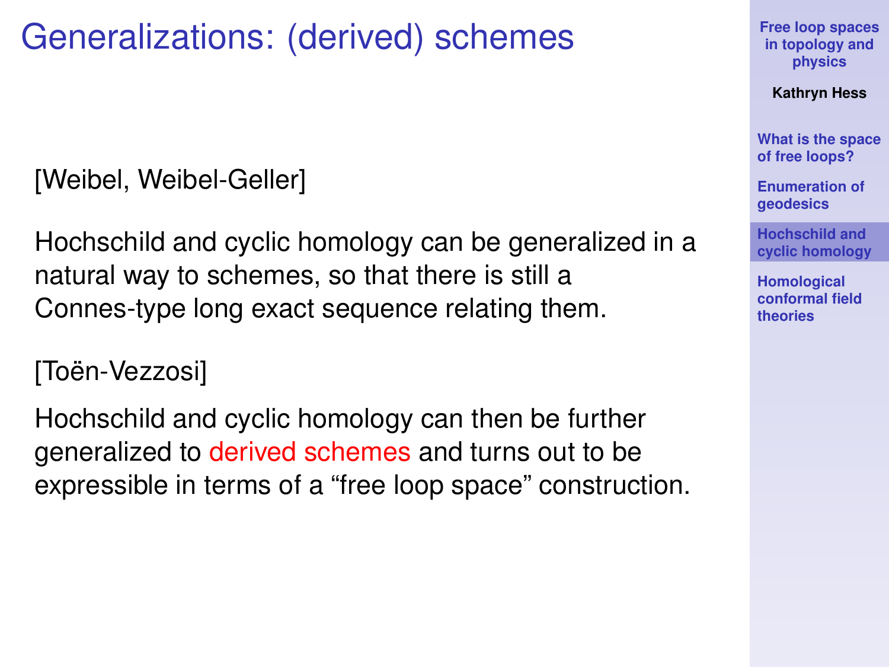# Generalizations: (derived) schemes

[Weibel, Weibel-Geller]

Hochschild and cyclic homology can be generalized in a natural way to schemes, so that there is still a Connes-type long exact sequence relating them.

[Toën-Vezzosi]

Hochschild and cyclic homology can then be further generalized to derived schemes and turns out to be expressible in terms of a "free loop space" construction.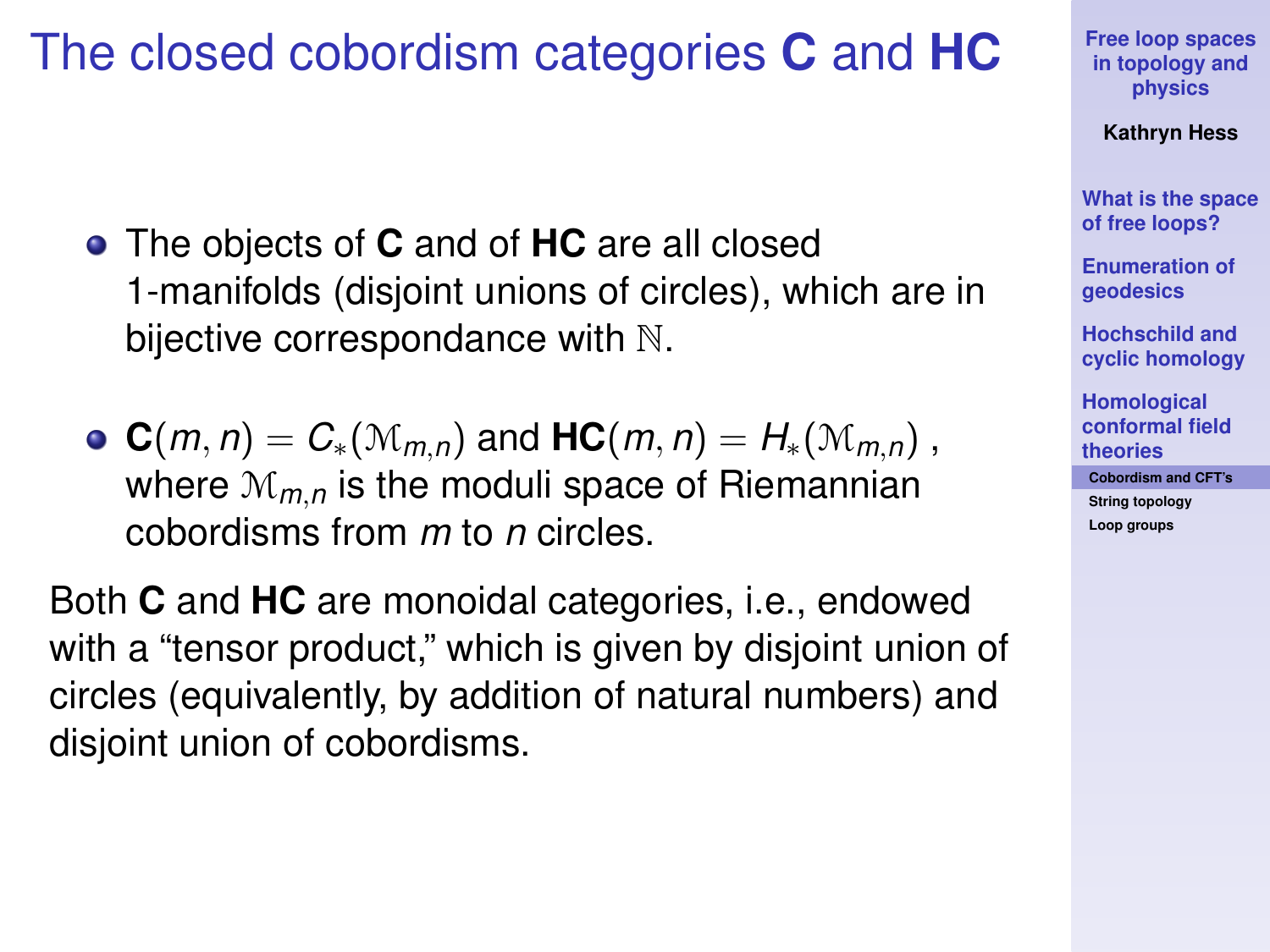# The closed cobordism categories **C** and **HC**

- The objects of **C** and of **HC** are all closed 1-manifolds (disjoint unions of circles), which are in bijective correspondance with $\mathbb{N}$.
- $\mathbf{C}(m,n) = C_*(\mathcal{M}_{m,n})$ and $\mathbf{HC}(m,n) = H_*(\mathcal{M}_{m,n})$ , where $\mathcal{M}_{m,n}$ is the moduli space of Riemannian cobordisms from $m$ to $n$ circles.

Both **C** and **HC** are monoidal categories, i.e., endowed with a "tensor product," which is given by disjoint union of circles (equivalently, by addition of natural numbers) and disjoint union of cobordisms.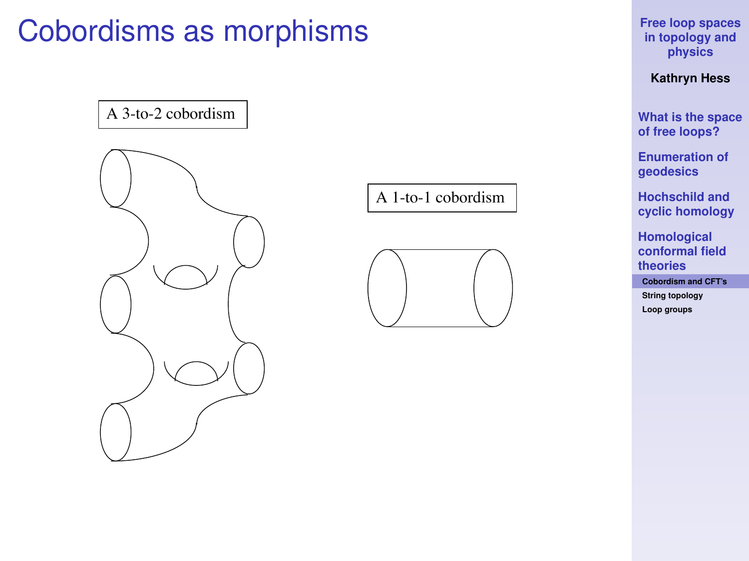# Cobordisms as morphisms

A 3-to-2 cobordism

A 1-to-1 cobordism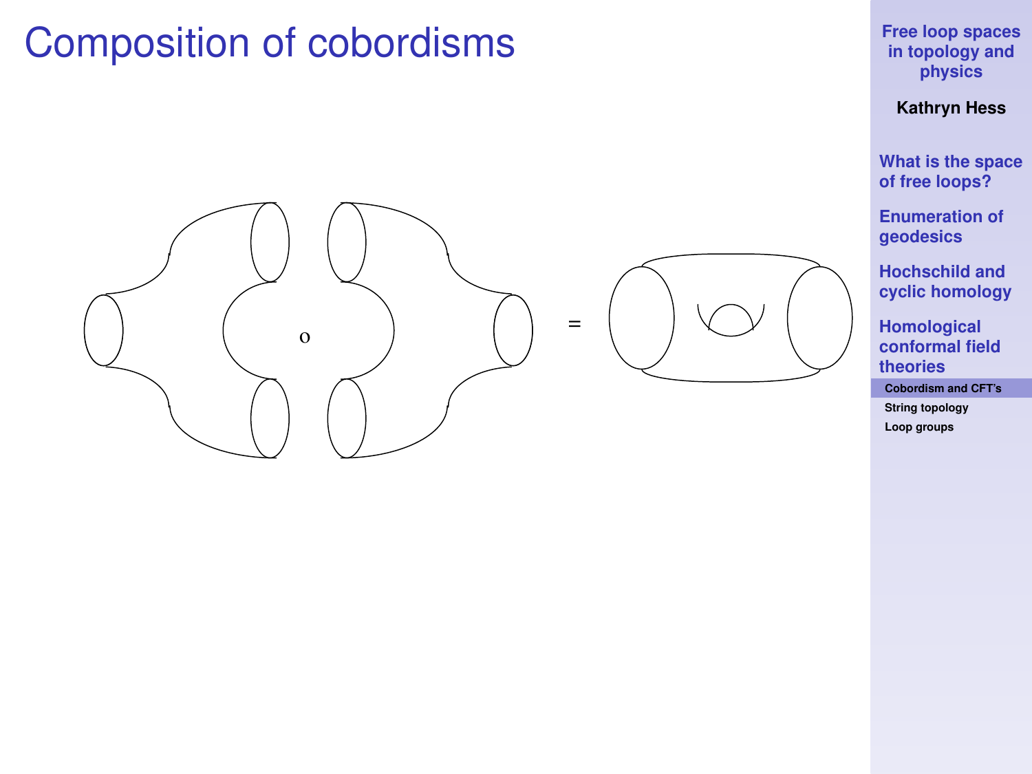# Composition of cobordisms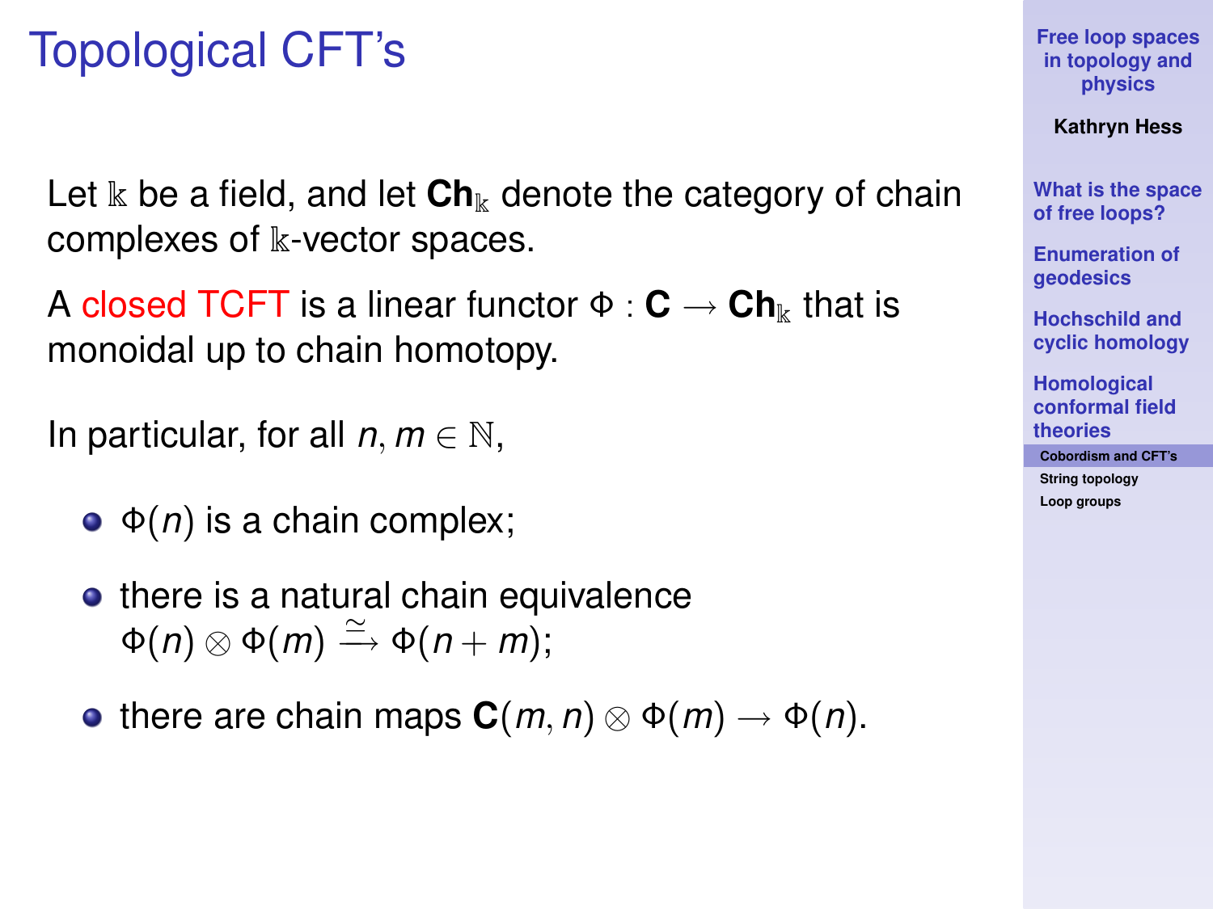# Topological CFT's

Let $\mathbb{k}$ be a field, and let $\mathbf{Ch}_\mathbb{k}$ denote the category of chain complexes of $\mathbb{k}$-vector spaces.

A closed TCFT is a linear functor $\Phi : \mathbf{C} \to \mathbf{Ch}_\mathbb{k}$ that is monoidal up to chain homotopy.

In particular, for all $n, m \in \mathbb{N}$,

- $\Phi(n)$ is a chain complex;
- there is a natural chain equivalence $\Phi(n) \otimes \Phi(m) \xrightarrow{\simeq} \Phi(n+m)$;
- there are chain maps $\mathbf{C}(m, n) \otimes \Phi(m) \to \Phi(n)$.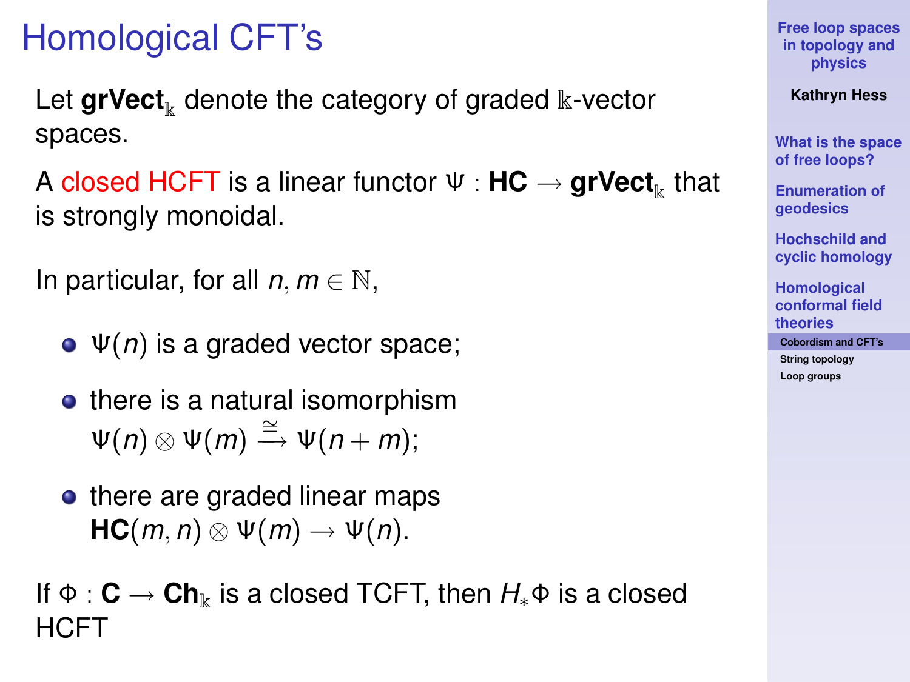# Homological CFT's

Let $\mathbf{grVect}_{\Bbbk}$ denote the category of graded $\Bbbk$-vector spaces.

A closed HCFT is a linear functor $\Psi : \mathbf{HC} \to \mathbf{grVect}_{\Bbbk}$ that is strongly monoidal.

In particular, for all $n, m \in \mathbb{N}$,

- $\Psi(n)$ is a graded vector space;
- there is a natural isomorphism $\Psi(n) \otimes \Psi(m) \xrightarrow{\cong} \Psi(n+m)$;
- there are graded linear maps $\mathbf{HC}(m, n) \otimes \Psi(m) \to \Psi(n)$.

If $\Phi : \mathbf{C} \to \mathbf{Ch}_{\Bbbk}$ is a closed TCFT, then $H_*\Phi$ is a closed HCFT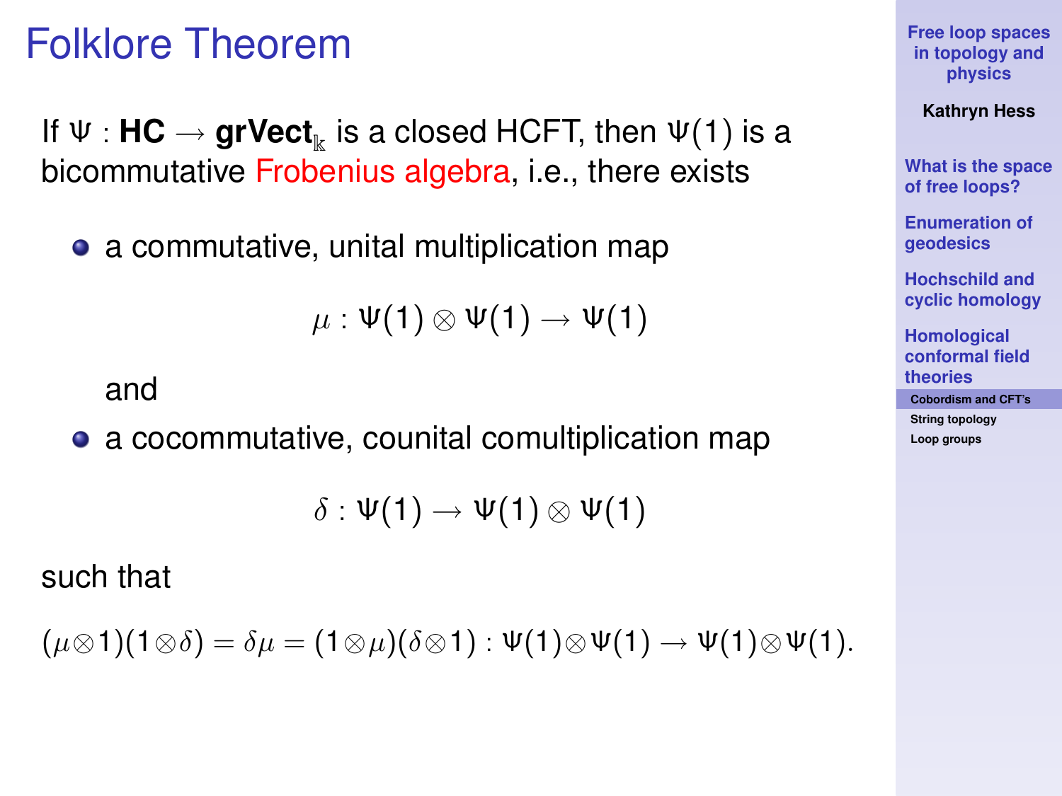# Folklore Theorem

If $\Psi : \mathbf{HC} \to \mathbf{grVect}_{\Bbbk}$ is a closed HCFT, then $\Psi(1)$ is a bicommutative Frobenius algebra, i.e., there exists

- a commutative, unital multiplication map

$$\mu : \Psi(1) \otimes \Psi(1) \to \Psi(1)$$

  and

- a cocommutative, counital comultiplication map

$$\delta : \Psi(1) \to \Psi(1) \otimes \Psi(1)$$

such that

$$(\mu \otimes 1)(1 \otimes \delta) = \delta\mu = (1 \otimes \mu)(\delta \otimes 1) : \Psi(1) \otimes \Psi(1) \to \Psi(1) \otimes \Psi(1).$$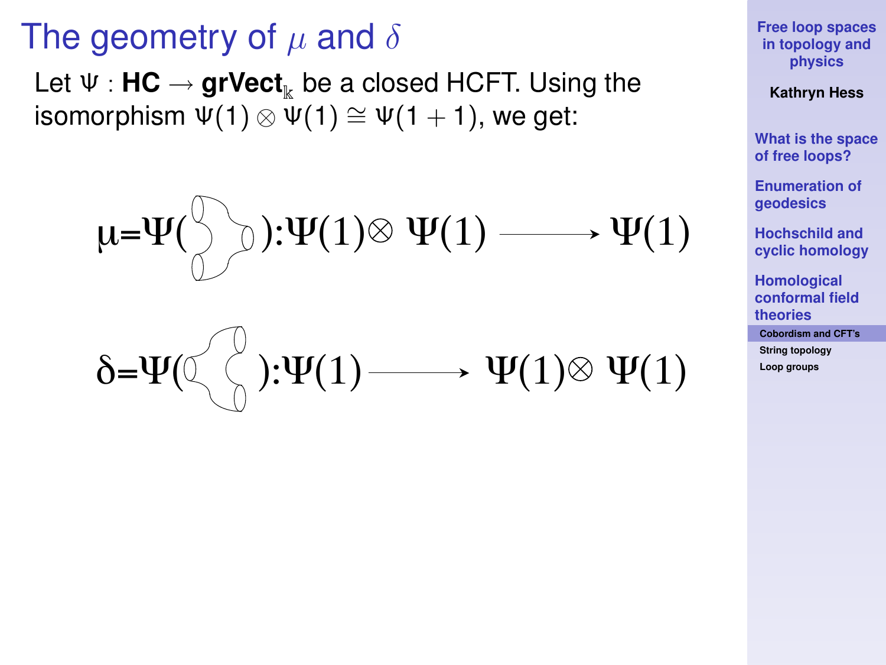# The geometry of $\mu$ and $\delta$

Let $\Psi : \mathbf{HC} \to \mathbf{grVect}_{\Bbbk}$ be a closed HCFT. Using the isomorphism $\Psi(1) \otimes \Psi(1) \cong \Psi(1+1)$, we get:

$$\mu = \Psi(\quad) : \Psi(1) \otimes \Psi(1) \longrightarrow \Psi(1)$$

$$\delta = \Psi(\quad) : \Psi(1) \longrightarrow \Psi(1) \otimes \Psi(1)$$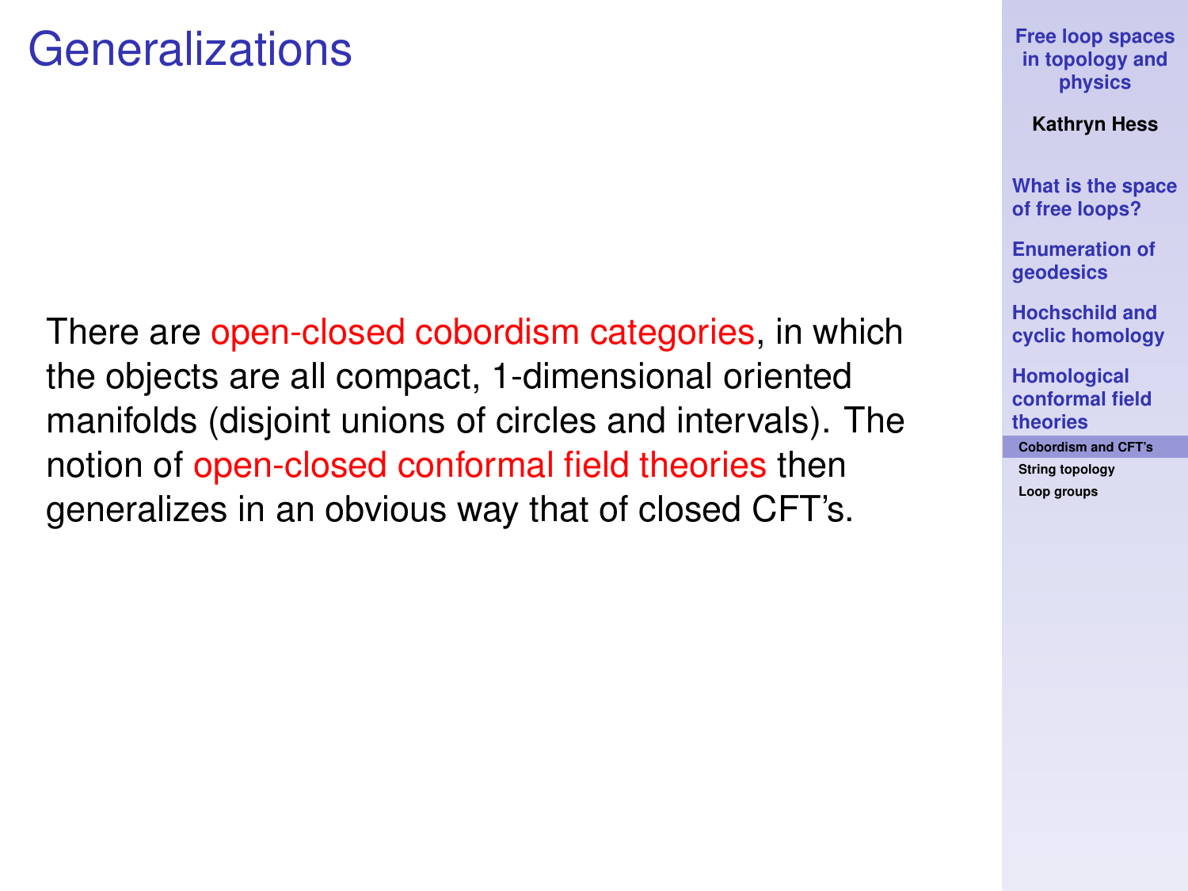# Generalizations

There are open-closed cobordism categories, in which the objects are all compact, 1-dimensional oriented manifolds (disjoint unions of circles and intervals). The notion of open-closed conformal field theories then generalizes in an obvious way that of closed CFT's.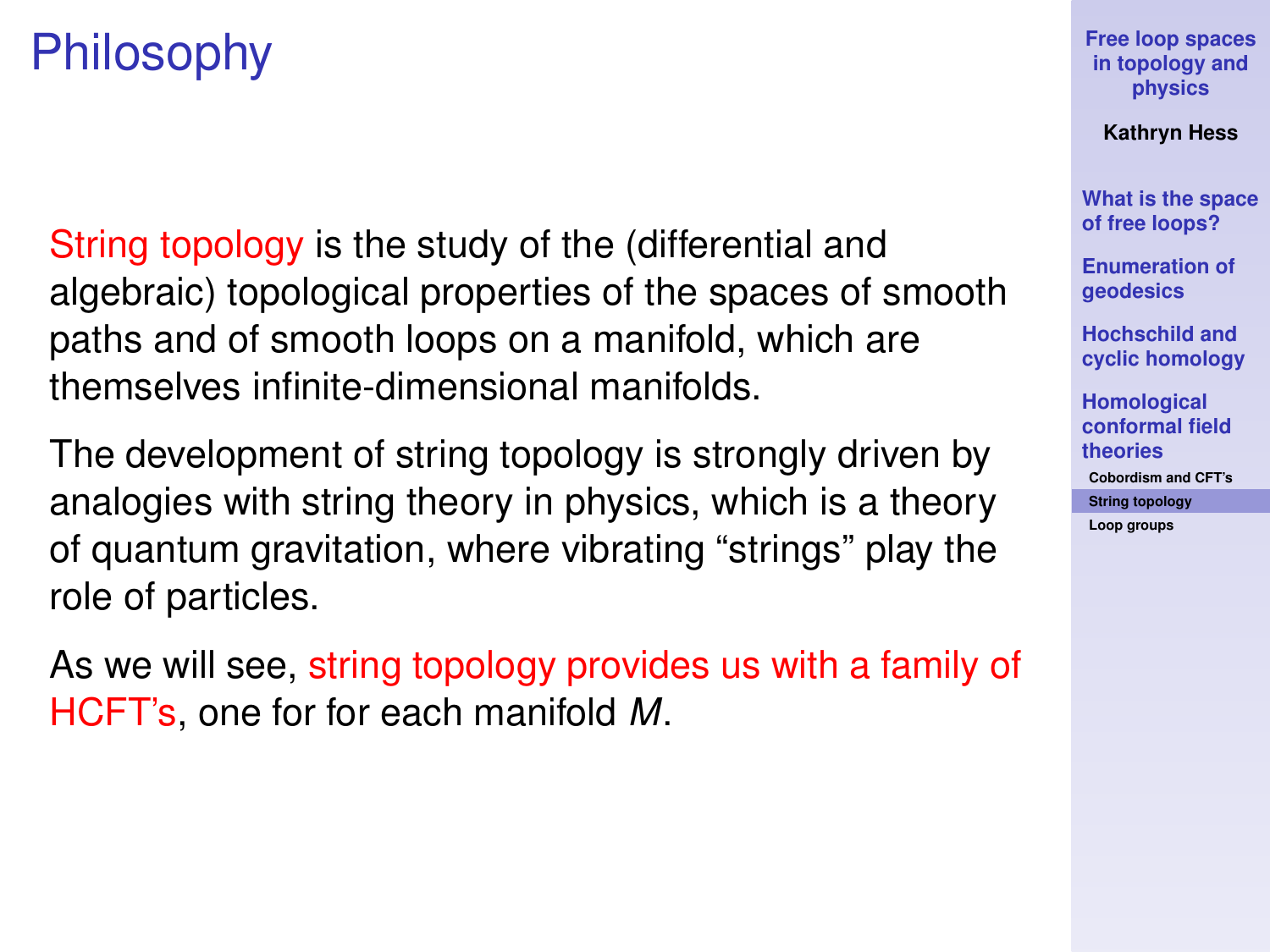# Philosophy

String topology is the study of the (differential and algebraic) topological properties of the spaces of smooth paths and of smooth loops on a manifold, which are themselves infinite-dimensional manifolds.

The development of string topology is strongly driven by analogies with string theory in physics, which is a theory of quantum gravitation, where vibrating “strings” play the role of particles.

As we will see, string topology provides us with a family of HCFT’s, one for for each manifold $M$.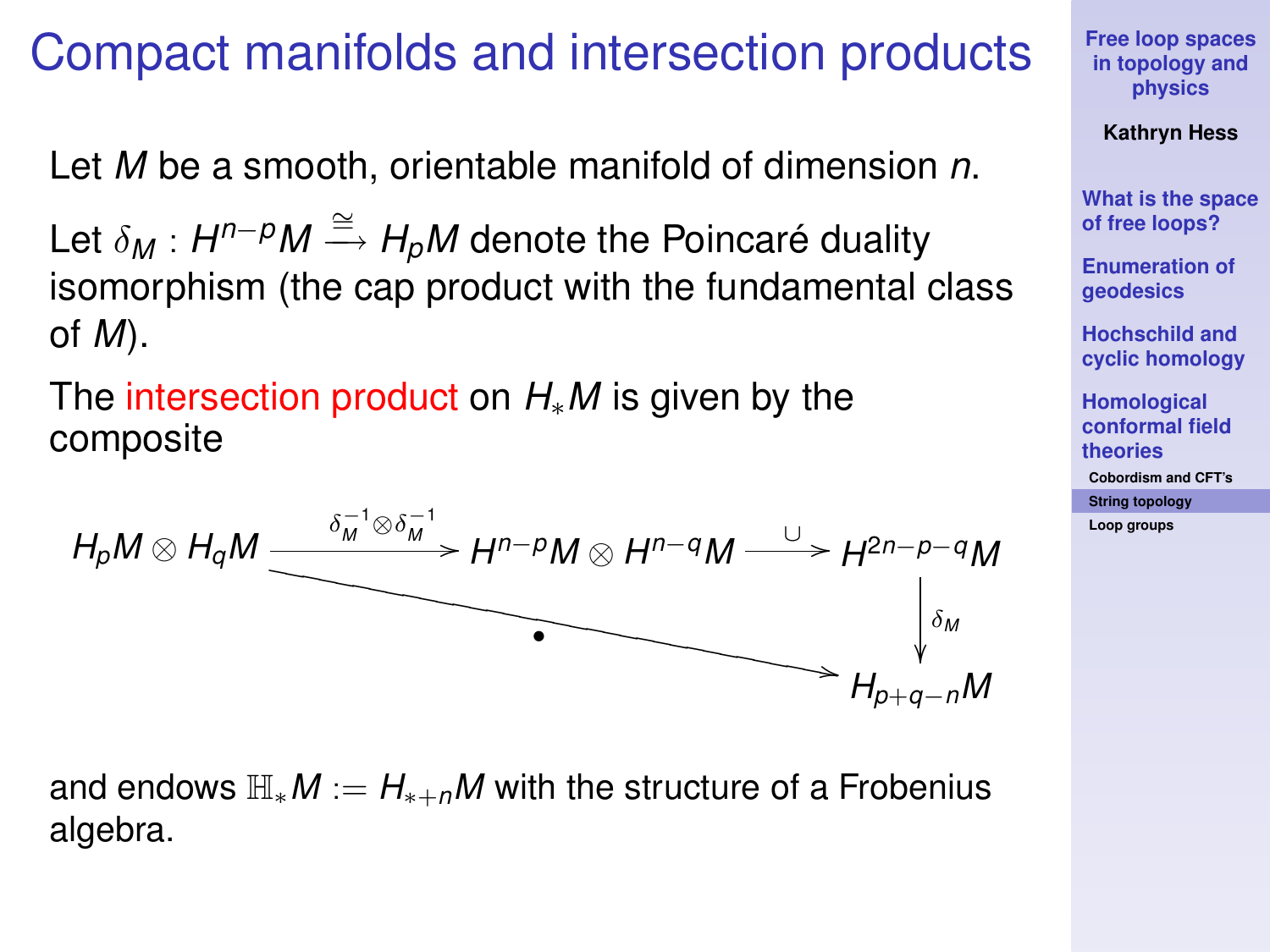# Compact manifolds and intersection products

Let $M$ be a smooth, orientable manifold of dimension $n$.

Let $\delta_M : H^{n-p}M \xrightarrow{\cong} H_pM$ denote the Poincaré duality isomorphism (the cap product with the fundamental class of $M$).

The intersection product on $H_*M$ is given by the composite

$$
\begin{array}{ccccc}
H_pM \otimes H_qM & \xrightarrow{\delta_M^{-1} \otimes \delta_M^{-1}} & H^{n-p}M \otimes H^{n-q}M & \xrightarrow{\cup} & H^{2n-p-q}M \\
 & \searrow^{\bullet} & & & \downarrow \delta_M \\
 & & & & H_{p+q-n}M
\end{array}
$$

and endows $\mathbb{H}_*M := H_{*+n}M$ with the structure of a Frobenius algebra.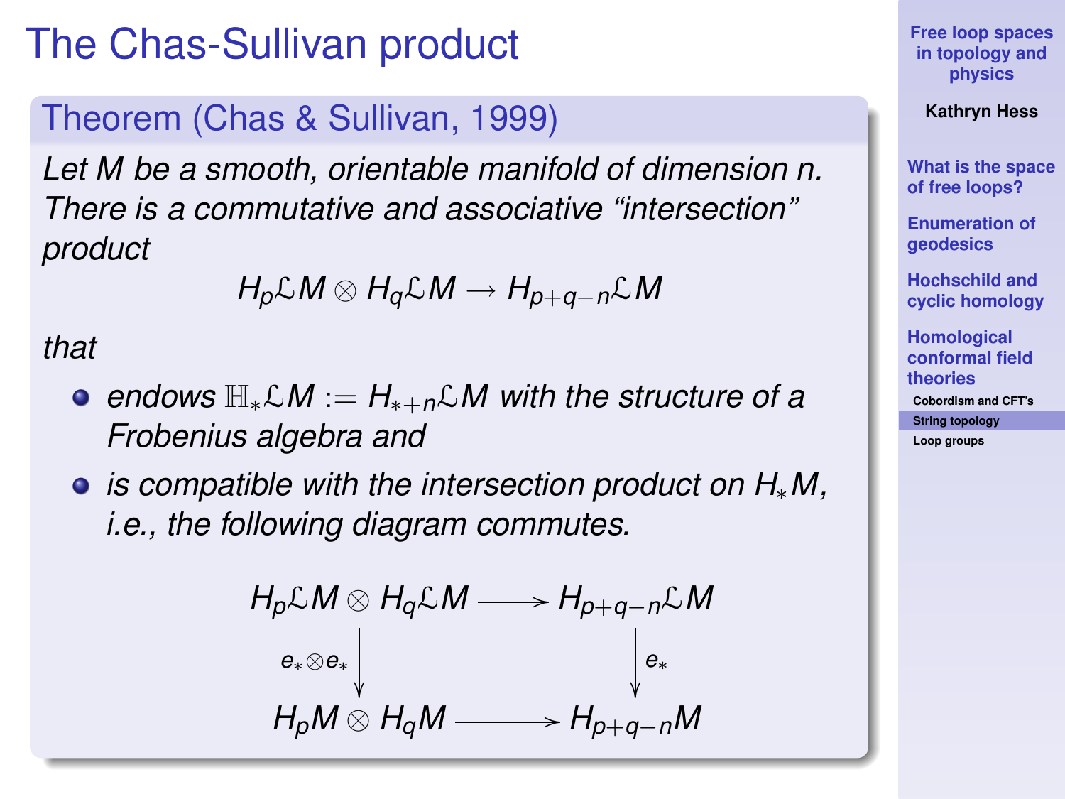# The Chas-Sullivan product

## Theorem (Chas & Sullivan, 1999)

*Let $M$ be a smooth, orientable manifold of dimension $n$. There is a commutative and associative "intersection" product*

$$H_p\mathcal{L}M \otimes H_q\mathcal{L}M \to H_{p+q-n}\mathcal{L}M$$

*that*

- *endows $\mathbb{H}_*\mathcal{L}M := H_{*+n}\mathcal{L}M$ with the structure of a Frobenius algebra and*
- *is compatible with the intersection product on $H_*M$, i.e., the following diagram commutes.*

$$\begin{array}{ccc}
H_p\mathcal{L}M \otimes H_q\mathcal{L}M & \longrightarrow & H_{p+q-n}\mathcal{L}M \\
\downarrow{\scriptstyle e_*\otimes e_*} & & \downarrow{\scriptstyle e_*} \\
H_pM \otimes H_qM & \longrightarrow & H_{p+q-n}M
\end{array}$$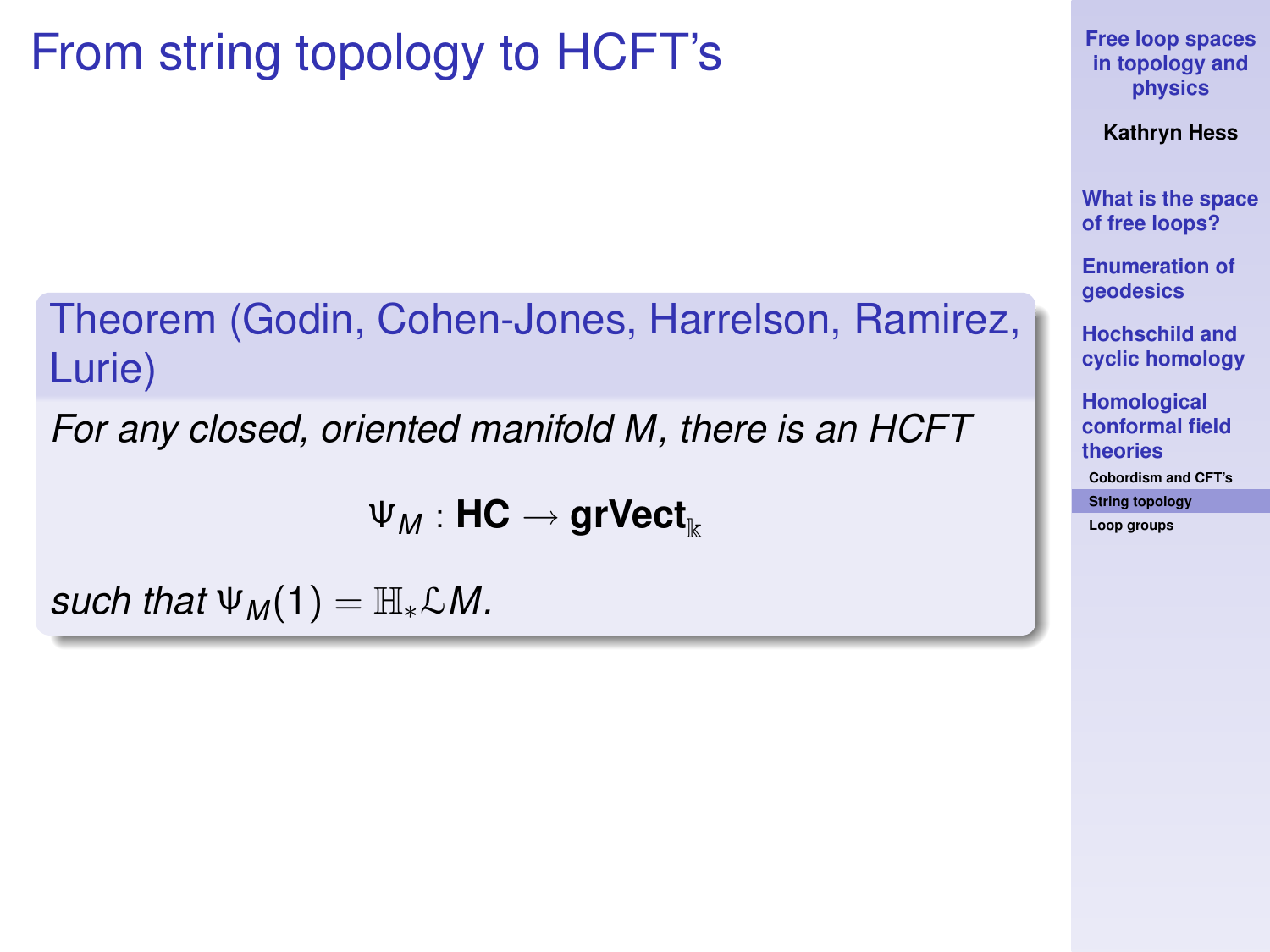# From string topology to HCFT's

**Theorem (Godin, Cohen-Jones, Harrelson, Ramirez, Lurie)**

*For any closed, oriented manifold M, there is an HCFT*

$$\Psi_M : \mathbf{HC} \to \mathbf{grVect}_{\mathbb{k}}$$

*such that* $\Psi_M(1) = \mathbb{H}_*\mathcal{L}M$.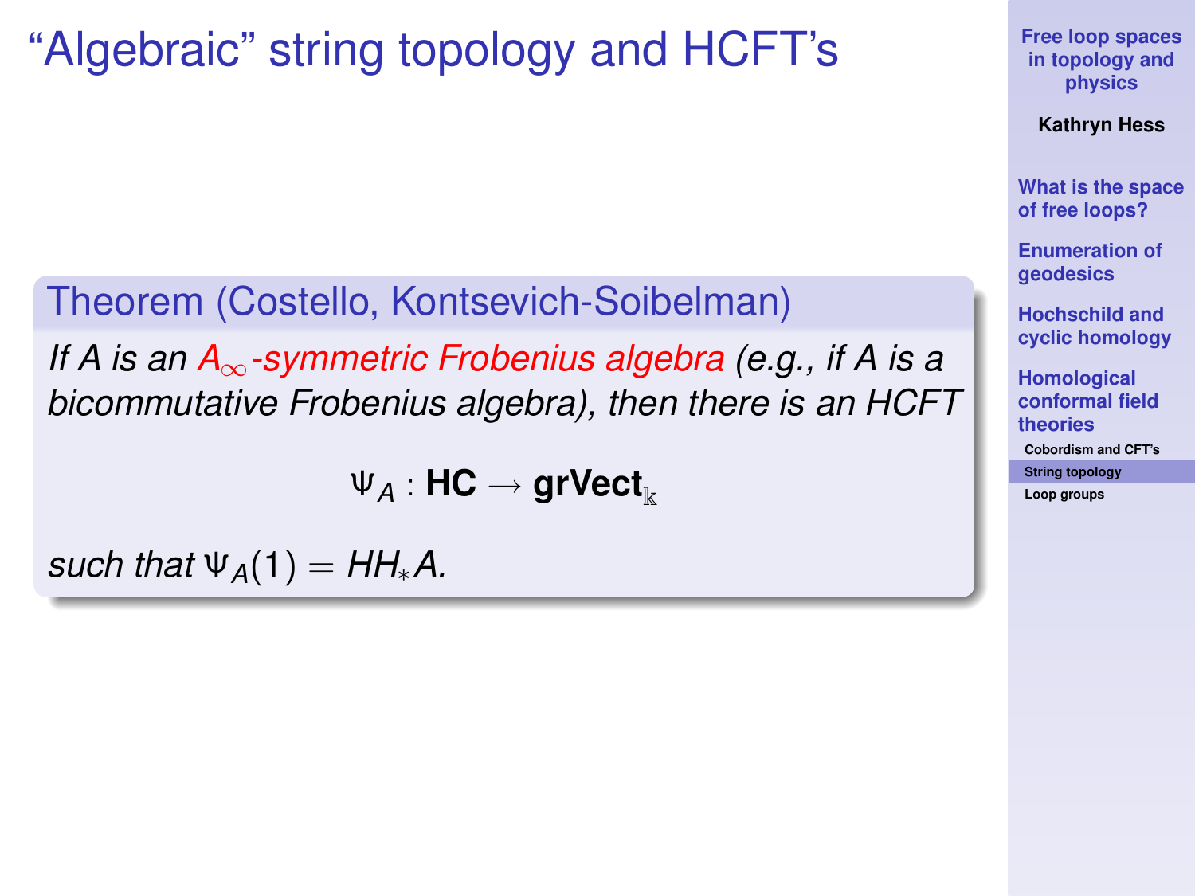# "Algebraic" string topology and HCFT's

**Theorem (Costello, Kontsevich-Soibelman)**

*If $A$ is an $A_\infty$-symmetric Frobenius algebra (e.g., if $A$ is a bicommutative Frobenius algebra), then there is an HCFT*

$$\Psi_A : \mathbf{HC} \to \mathbf{grVect}_{\Bbbk}$$

*such that $\Psi_A(1) = HH_* A$.*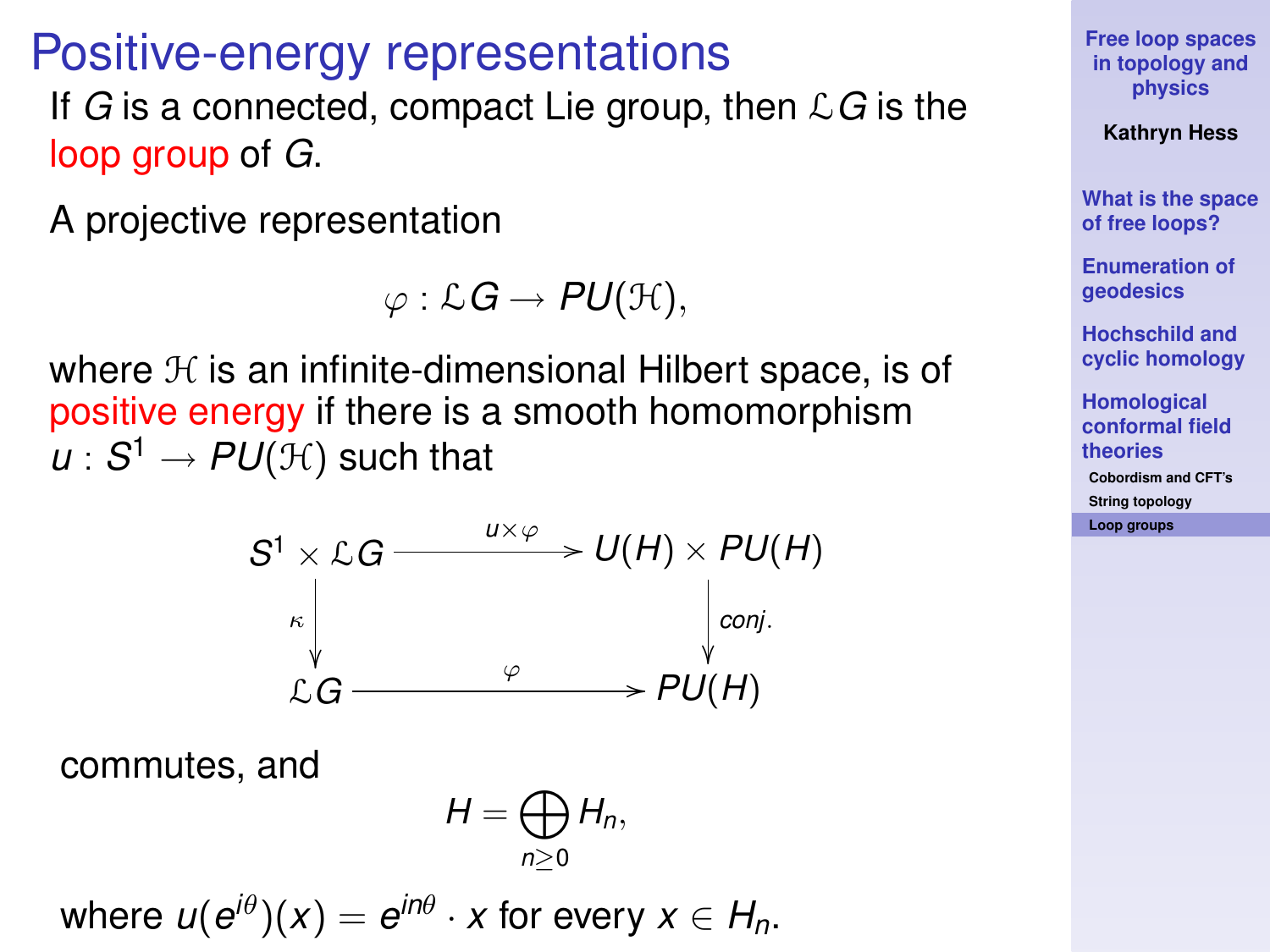# Positive-energy representations

If $G$ is a connected, compact Lie group, then $\mathcal{L}G$ is the loop group of $G$.

A projective representation

$$\varphi : \mathcal{L}G \to PU(\mathcal{H}),$$

where $\mathcal{H}$ is an infinite-dimensional Hilbert space, is of positive energy if there is a smooth homomorphism $u : S^1 \to PU(\mathcal{H})$ such that

$$\begin{array}{ccc} S^1 \times \mathcal{L}G & \xrightarrow{u \times \varphi} & U(H) \times PU(H) \\ \downarrow{\scriptstyle \kappa} & & \downarrow{\scriptstyle conj.} \\ \mathcal{L}G & \xrightarrow{\varphi} & PU(H) \end{array}$$

commutes, and

$$H = \bigoplus_{n \geq 0} H_n,$$

where $u(e^{i\theta})(x) = e^{in\theta} \cdot x$ for every $x \in H_n$.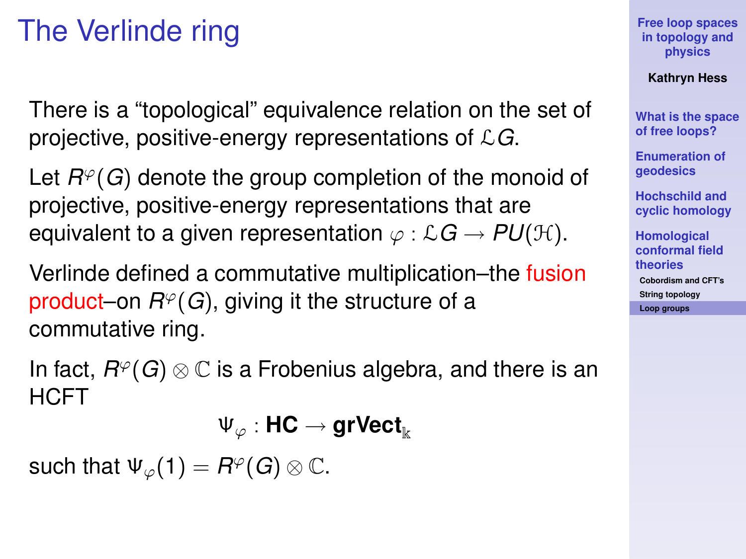# The Verlinde ring

There is a "topological" equivalence relation on the set of projective, positive-energy representations of $\mathcal{L}G$.

Let $R^{\varphi}(G)$ denote the group completion of the monoid of projective, positive-energy representations that are equivalent to a given representation $\varphi : \mathcal{L}G \to PU(\mathcal{H})$.

Verlinde defined a commutative multiplication–the fusion product–on $R^{\varphi}(G)$, giving it the structure of a commutative ring.

In fact, $R^{\varphi}(G) \otimes \mathbb{C}$ is a Frobenius algebra, and there is an HCFT

$$\Psi_{\varphi} : \mathbf{HC} \to \mathbf{grVect}_{\Bbbk}$$

such that $\Psi_{\varphi}(1) = R^{\varphi}(G) \otimes \mathbb{C}$.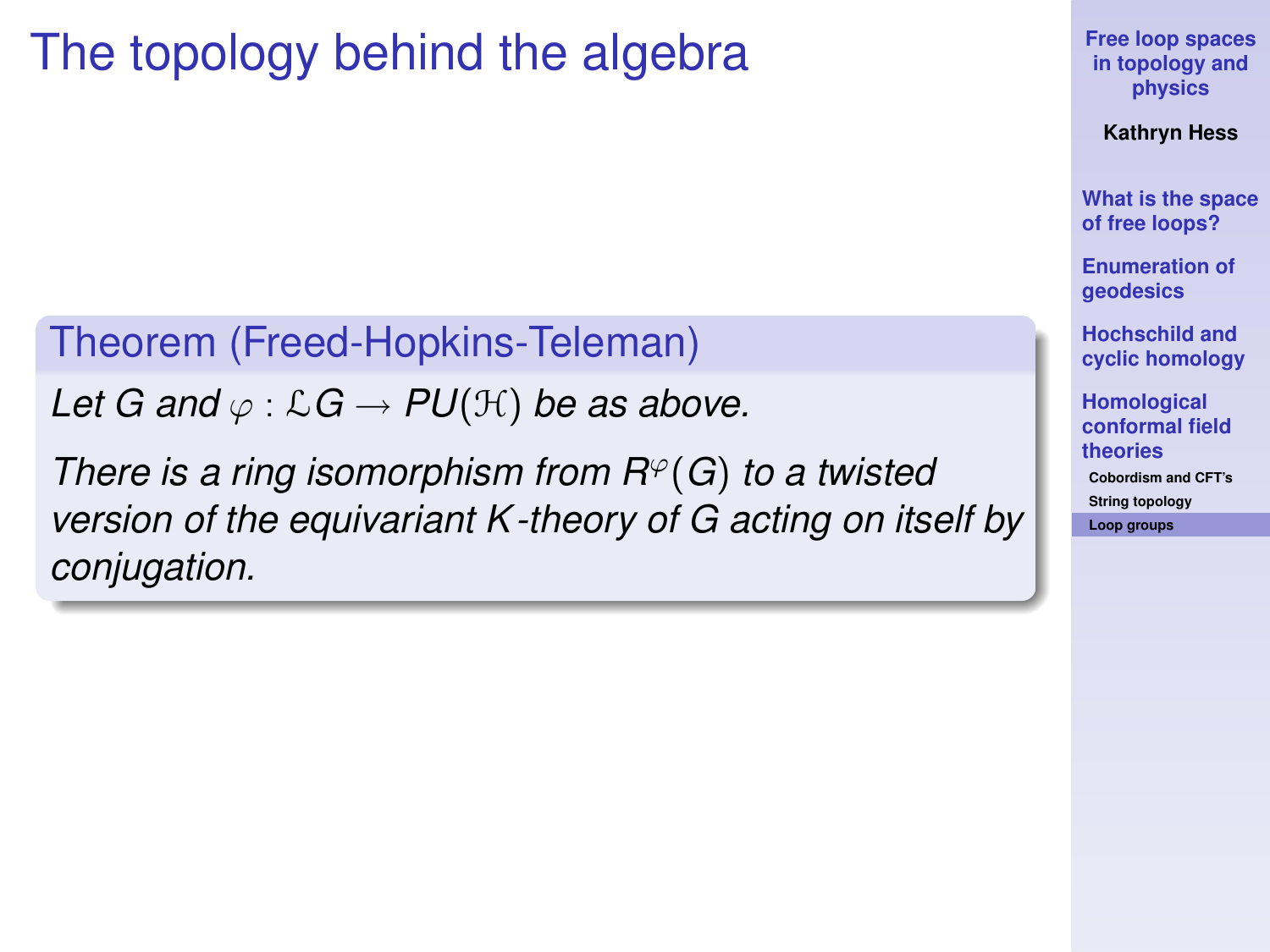# The topology behind the algebra

**Theorem (Freed-Hopkins-Teleman)**

*Let $G$ and $\varphi : \mathcal{L}G \to PU(\mathcal{H})$ be as above.*

*There is a ring isomorphism from $R^{\varphi}(G)$ to a twisted version of the equivariant $K$-theory of $G$ acting on itself by conjugation.*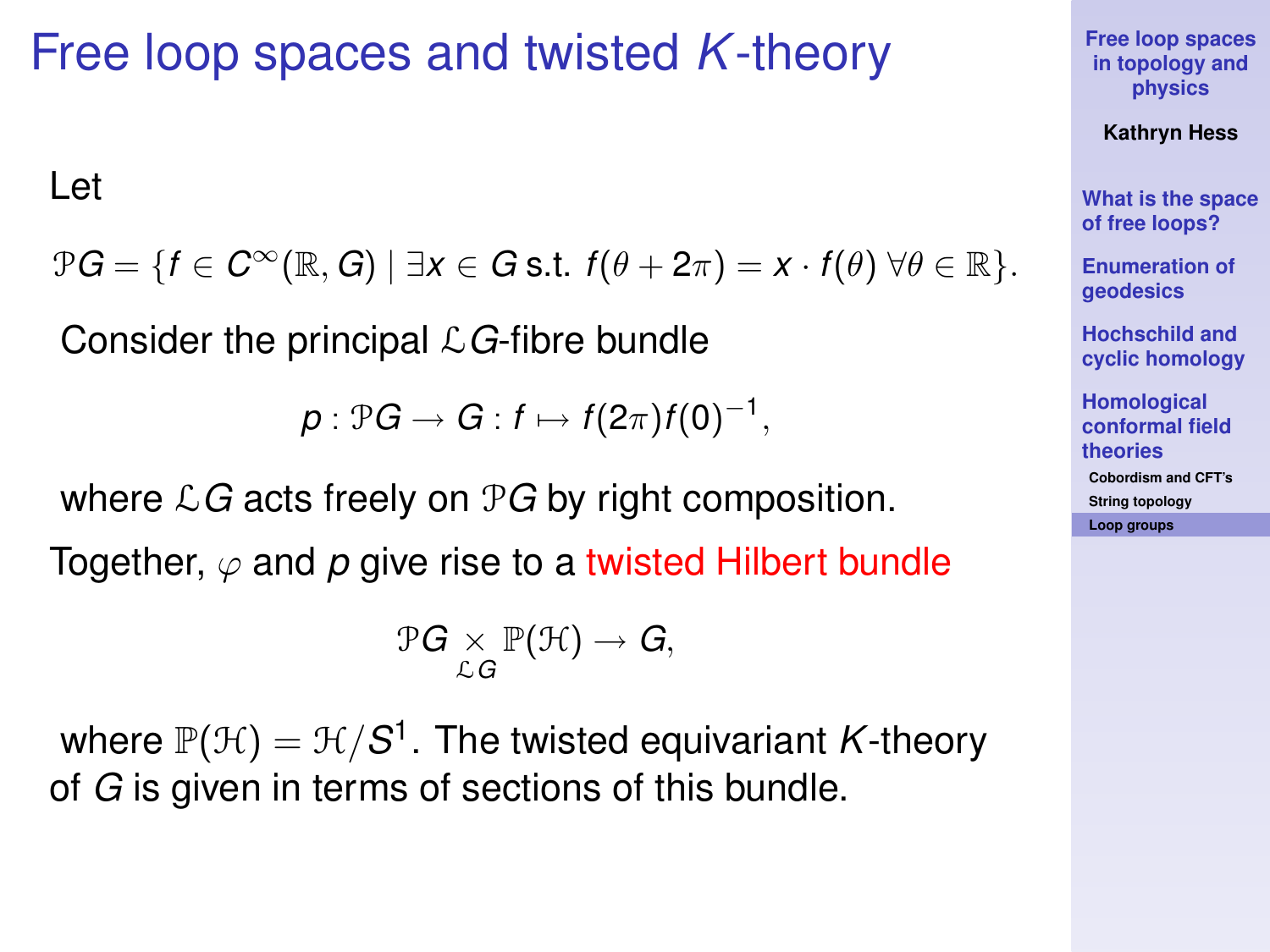# Free loop spaces and twisted $K$-theory

Let

$$\mathcal{P}G = \{f \in C^\infty(\mathbb{R}, G) \mid \exists x \in G \text{ s.t. } f(\theta + 2\pi) = x \cdot f(\theta)\ \forall \theta \in \mathbb{R}\}.$$

Consider the principal $\mathcal{L}G$-fibre bundle

$$p : \mathcal{P}G \to G : f \mapsto f(2\pi)f(0)^{-1},$$

where $\mathcal{L}G$ acts freely on $\mathcal{P}G$ by right composition.

Together, $\varphi$ and $p$ give rise to a twisted Hilbert bundle

$$\mathcal{P}G \underset{\mathcal{L}G}{\times} \mathbb{P}(\mathcal{H}) \to G,$$

where $\mathbb{P}(\mathcal{H}) = \mathcal{H}/S^1$. The twisted equivariant $K$-theory of $G$ is given in terms of sections of this bundle.